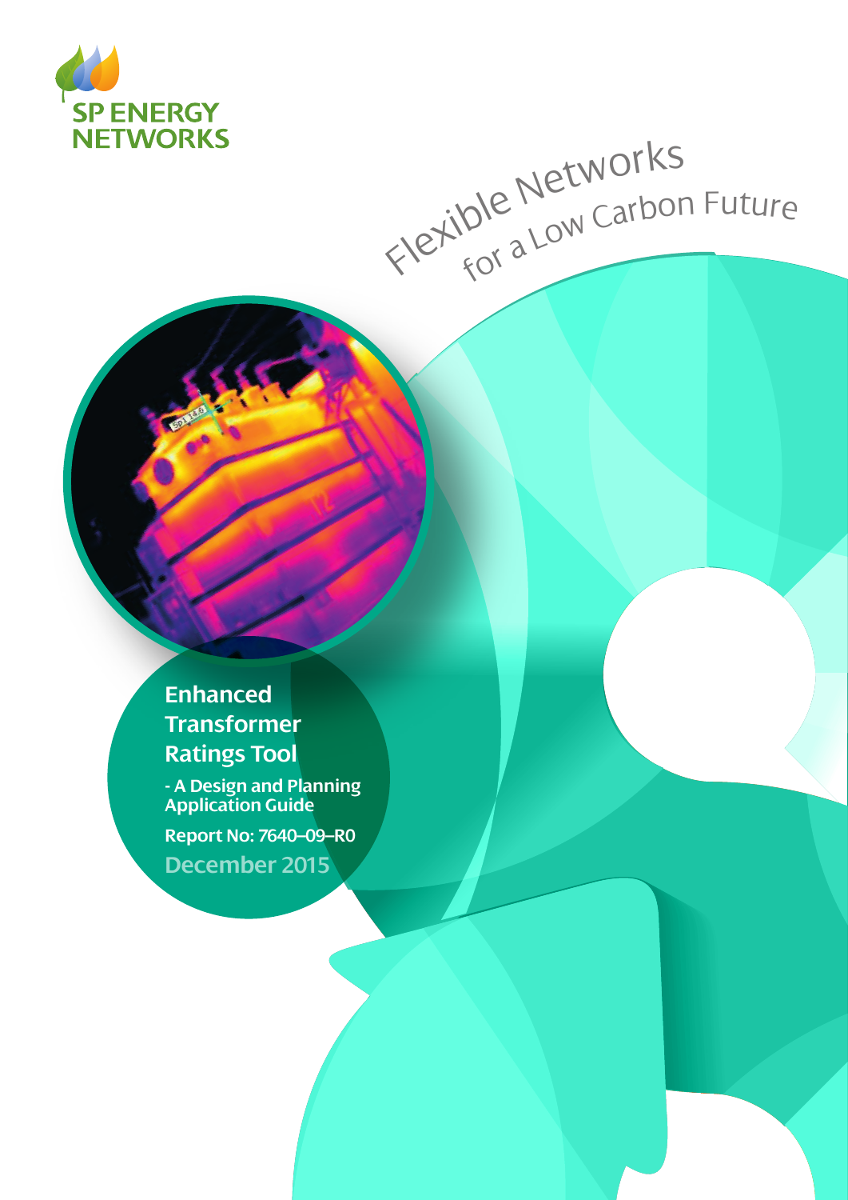SP ENERGY NETWORKS

Flexible Networks for a Low Carbon Future

# Enhanced Transformer Ratings Tool

## - A Design and Planning Application Guide

Report No: 7640–09–R0

December 2015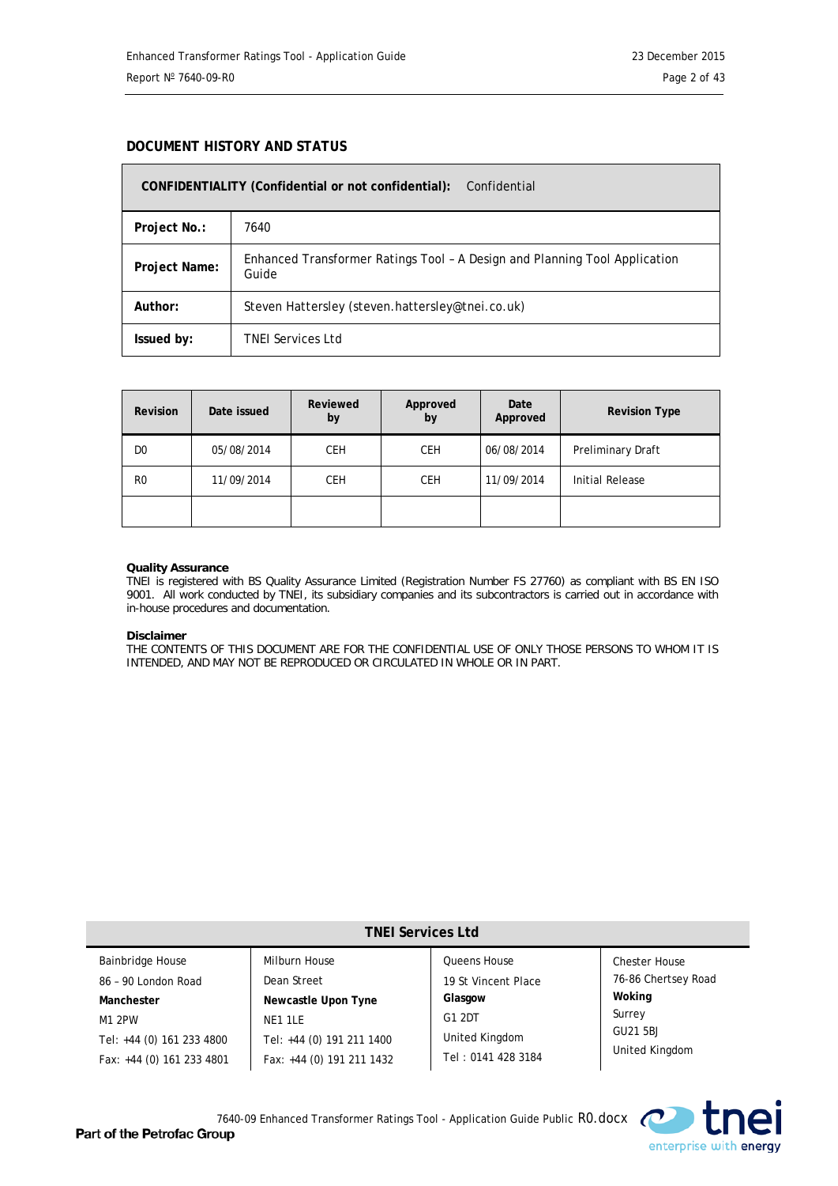## DOCUMENT HISTORY AND STATUS

| **CONFIDENTIALITY (Confidential or not confidential):** | Confidential |
|---|---|
| **Project No.:** | 7640 |
| **Project Name:** | Enhanced Transformer Ratings Tool – A Design and Planning Tool Application Guide |
| **Author:** | Steven Hattersley (steven.hattersley@tnei.co.uk) |
| **Issued by:** | TNEI Services Ltd |

| Revision | Date issued | Reviewed by | Approved by | Date Approved | Revision Type |
|---|---|---|---|---|---|
| D0 | 05/08/2014 | CEH | CEH | 06/08/2014 | Preliminary Draft |
| R0 | 11/09/2014 | CEH | CEH | 11/09/2014 | Initial Release |
| | | | | | |

**Quality Assurance**
TNEI is registered with BS Quality Assurance Limited (Registration Number FS 27760) as compliant with BS EN ISO 9001. All work conducted by TNEI, its subsidiary companies and its subcontractors is carried out in accordance with in-house procedures and documentation.

**Disclaimer**
THE CONTENTS OF THIS DOCUMENT ARE FOR THE CONFIDENTIAL USE OF ONLY THOSE PERSONS TO WHOM IT IS INTENDED, AND MAY NOT BE REPRODUCED OR CIRCULATED IN WHOLE OR IN PART.

**TNEI Services Ltd**

| Bainbridge House<br>86 – 90 London Road<br>**Manchester**<br>M1 2PW<br>Tel: +44 (0) 161 233 4800<br>Fax: +44 (0) 161 233 4801 | Milburn House<br>Dean Street<br>**Newcastle Upon Tyne**<br>NE1 1LE<br>Tel: +44 (0) 191 211 1400<br>Fax: +44 (0) 191 211 1432 | Queens House<br>19 St Vincent Place<br>**Glasgow**<br>G1 2DT<br>United Kingdom<br>Tel : 0141 428 3184 | Chester House<br>76-86 Chertsey Road<br>**Woking**<br>Surrey<br>GU21 5BJ<br>United Kingdom |
|---|---|---|---|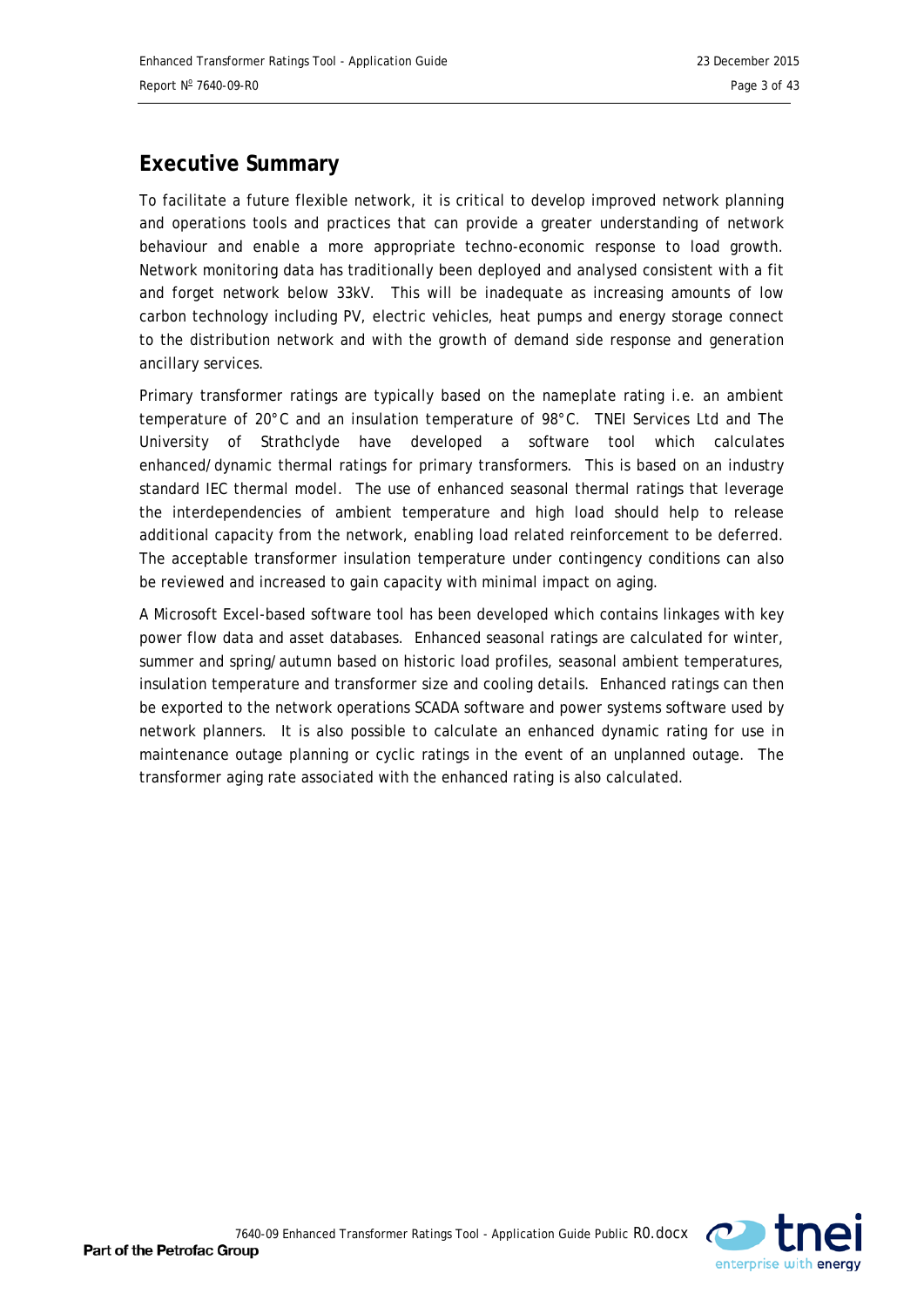## Executive Summary

To facilitate a future flexible network, it is critical to develop improved network planning and operations tools and practices that can provide a greater understanding of network behaviour and enable a more appropriate techno-economic response to load growth. Network monitoring data has traditionally been deployed and analysed consistent with a fit and forget network below 33kV. This will be inadequate as increasing amounts of low carbon technology including PV, electric vehicles, heat pumps and energy storage connect to the distribution network and with the growth of demand side response and generation ancillary services.

Primary transformer ratings are typically based on the nameplate rating i.e. an ambient temperature of 20°C and an insulation temperature of 98°C. TNEI Services Ltd and The University of Strathclyde have developed a software tool which calculates enhanced/dynamic thermal ratings for primary transformers. This is based on an industry standard IEC thermal model. The use of enhanced seasonal thermal ratings that leverage the interdependencies of ambient temperature and high load should help to release additional capacity from the network, enabling load related reinforcement to be deferred. The acceptable transformer insulation temperature under contingency conditions can also be reviewed and increased to gain capacity with minimal impact on aging.

A Microsoft Excel-based software tool has been developed which contains linkages with key power flow data and asset databases. Enhanced seasonal ratings are calculated for winter, summer and spring/autumn based on historic load profiles, seasonal ambient temperatures, insulation temperature and transformer size and cooling details. Enhanced ratings can then be exported to the network operations SCADA software and power systems software used by network planners. It is also possible to calculate an enhanced dynamic rating for use in maintenance outage planning or cyclic ratings in the event of an unplanned outage. The transformer aging rate associated with the enhanced rating is also calculated.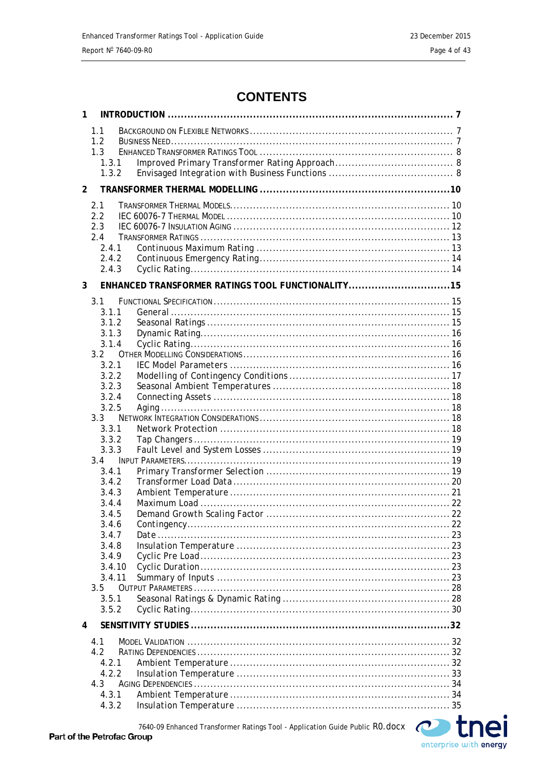# CONTENTS

**1 INTRODUCTION ........................................................................................ 7**

- 1.1 Background on Flexible Networks ........................................................... 7
- 1.2 Business Need ....................................................................................... 7
- 1.3 Enhanced Transformer Ratings Tool ........................................................ 8
  - 1.3.1 Improved Primary Transformer Rating Approach .................................... 8
  - 1.3.2 Envisaged Integration with Business Functions ...................................... 8

**2 TRANSFORMER THERMAL MODELLING ..........................................................10**

- 2.1 Transformer Thermal Models ................................................................... 10
- 2.2 IEC 60076-7 Thermal Model ................................................................... 10
- 2.3 IEC 60076-7 Insulation Aging .................................................................. 12
- 2.4 Transformer Ratings ............................................................................... 13
  - 2.4.1 Continuous Maximum Rating ............................................................ 13
  - 2.4.2 Continuous Emergency Rating .......................................................... 14
  - 2.4.3 Cyclic Rating ................................................................................ 14

**3 ENHANCED TRANSFORMER RATINGS TOOL FUNCTIONALITY ...............................15**

- 3.1 Functional Specification ......................................................................... 15
  - 3.1.1 General ....................................................................................... 15
  - 3.1.2 Seasonal Ratings ........................................................................... 15
  - 3.1.3 Dynamic Rating ............................................................................ 16
  - 3.1.4 Cyclic Rating ................................................................................ 16
- 3.2 Other Modelling Considerations ............................................................... 16
  - 3.2.1 IEC Model Parameters ................................................................... 16
  - 3.2.2 Modelling of Contingency Conditions ................................................. 17
  - 3.2.3 Seasonal Ambient Temperatures ...................................................... 18
  - 3.2.4 Connecting Assets ......................................................................... 18
  - 3.2.5 Aging .......................................................................................... 18
- 3.3 Network Integration Considerations .......................................................... 18
  - 3.3.1 Network Protection ........................................................................ 18
  - 3.3.2 Tap Changers ............................................................................... 19
  - 3.3.3 Fault Level and System Losses ........................................................ 19
- 3.4 Input Parameters ................................................................................... 19
  - 3.4.1 Primary Transformer Selection ......................................................... 19
  - 3.4.2 Transformer Load Data ................................................................... 20
  - 3.4.3 Ambient Temperature ..................................................................... 21
  - 3.4.4 Maximum Load ............................................................................. 22
  - 3.4.5 Demand Growth Scaling Factor ........................................................ 22
  - 3.4.6 Contingency .................................................................................. 22
  - 3.4.7 Date ........................................................................................... 23
  - 3.4.8 Insulation Temperature ................................................................... 23
  - 3.4.9 Cyclic Pre Load ............................................................................. 23
  - 3.4.10 Cyclic Duration ............................................................................ 23
  - 3.4.11 Summary of Inputs ........................................................................ 23
- 3.5 Output Parameters ................................................................................. 28
  - 3.5.1 Seasonal Ratings & Dynamic Rating .................................................. 28
  - 3.5.2 Cyclic Rating ................................................................................ 30

**4 SENSITIVITY STUDIES ...............................................................................32**

- 4.1 Model Validation .................................................................................... 32
- 4.2 Rating Dependencies .............................................................................. 32
  - 4.2.1 Ambient Temperature ..................................................................... 32
  - 4.2.2 Insulation Temperature ................................................................... 33
- 4.3 Aging Dependencies ............................................................................... 34
  - 4.3.1 Ambient Temperature ..................................................................... 34
  - 4.3.2 Insulation Temperature ................................................................... 35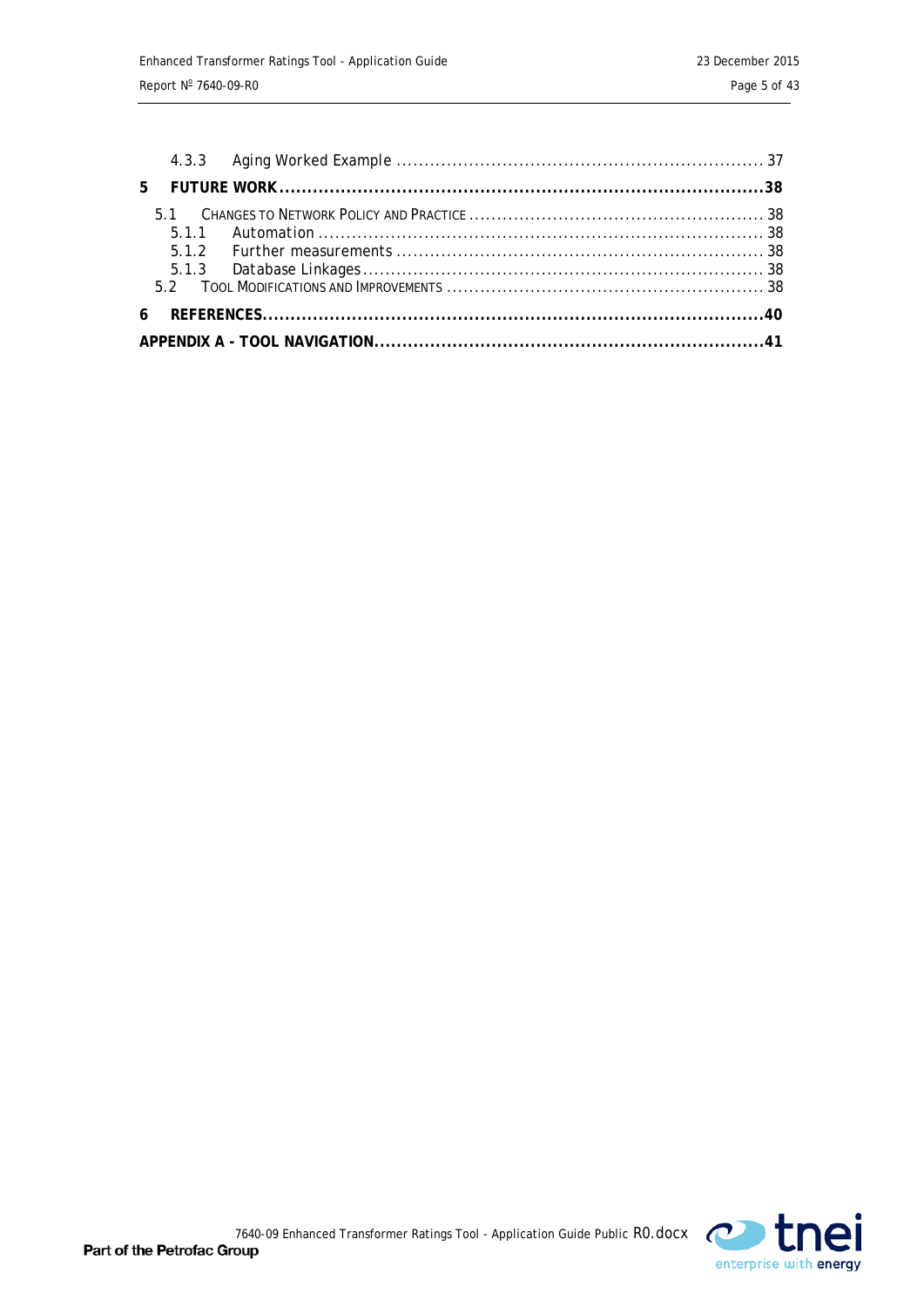4.3.3 Aging Worked Example ................................................................. 37

**5 FUTURE WORK ......................................................................................38**

5.1 CHANGES TO NETWORK POLICY AND PRACTICE ..................................................... 38

5.1.1 Automation ............................................................................... 38

5.1.2 Further measurements ................................................................. 38

5.1.3 Database Linkages ...................................................................... 38

5.2 TOOL MODIFICATIONS AND IMPROVEMENTS ......................................................... 38

**6 REFERENCES.........................................................................................40**

**APPENDIX A - TOOL NAVIGATION.....................................................................41**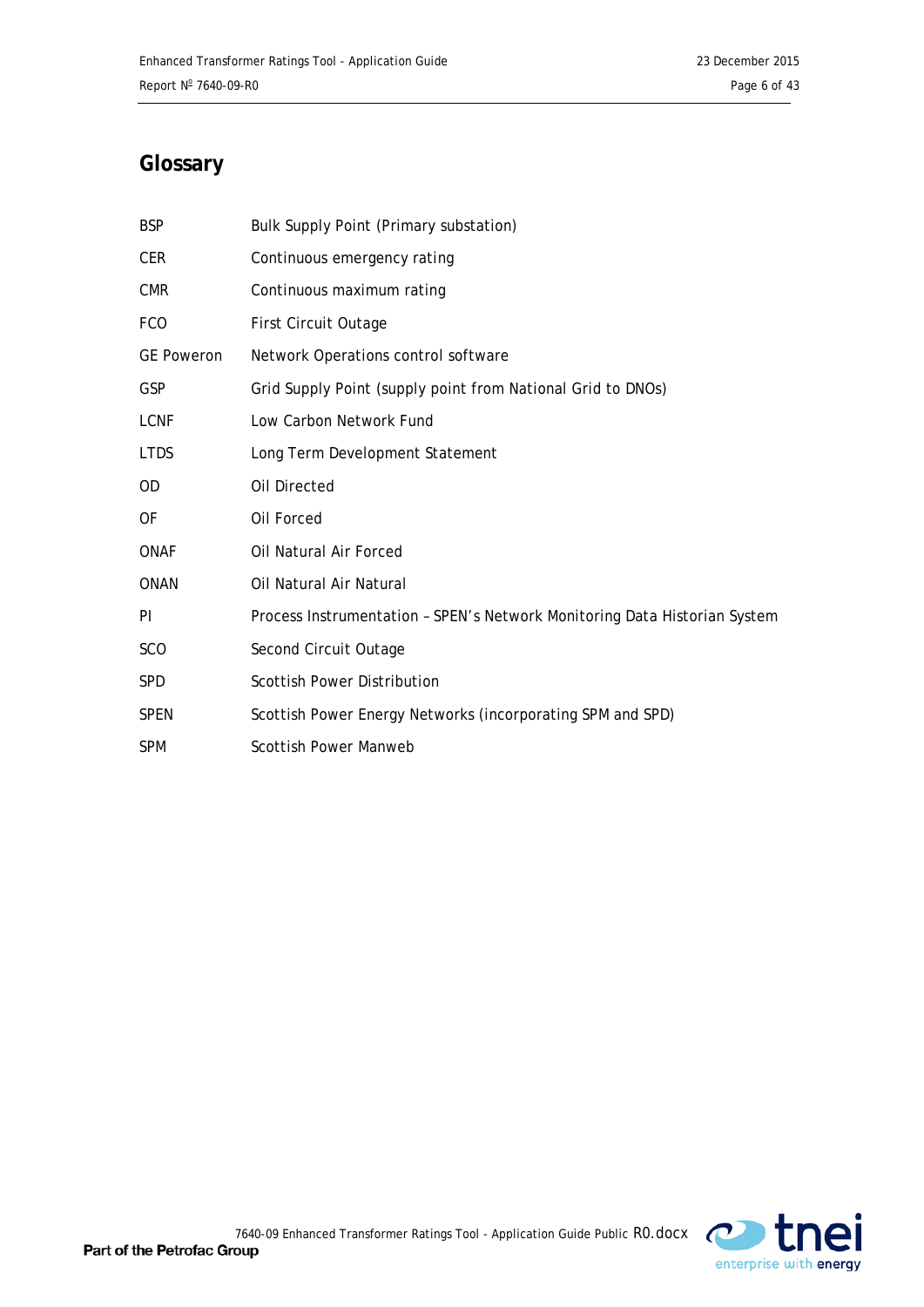# Glossary

| | |
|---|---|
| BSP | Bulk Supply Point (Primary substation) |
| CER | Continuous emergency rating |
| CMR | Continuous maximum rating |
| FCO | First Circuit Outage |
| GE Poweron | Network Operations control software |
| GSP | Grid Supply Point (supply point from National Grid to DNOs) |
| LCNF | Low Carbon Network Fund |
| LTDS | Long Term Development Statement |
| OD | Oil Directed |
| OF | Oil Forced |
| ONAF | Oil Natural Air Forced |
| ONAN | Oil Natural Air Natural |
| PI | Process Instrumentation – SPEN's Network Monitoring Data Historian System |
| SCO | Second Circuit Outage |
| SPD | Scottish Power Distribution |
| SPEN | Scottish Power Energy Networks (incorporating SPM and SPD) |
| SPM | Scottish Power Manweb |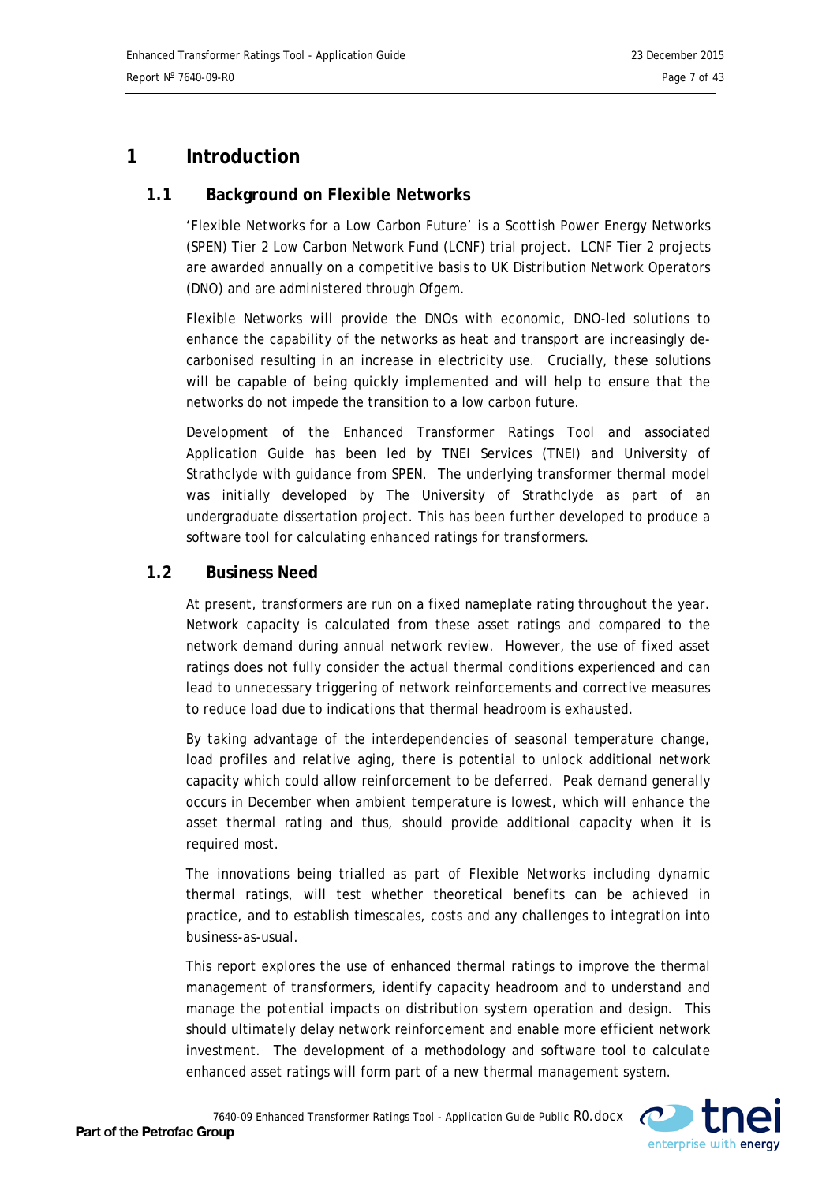# 1 Introduction

## 1.1 Background on Flexible Networks

'Flexible Networks for a Low Carbon Future' is a Scottish Power Energy Networks (SPEN) Tier 2 Low Carbon Network Fund (LCNF) trial project. LCNF Tier 2 projects are awarded annually on a competitive basis to UK Distribution Network Operators (DNO) and are administered through Ofgem.

Flexible Networks will provide the DNOs with economic, DNO-led solutions to enhance the capability of the networks as heat and transport are increasingly de-carbonised resulting in an increase in electricity use. Crucially, these solutions will be capable of being quickly implemented and will help to ensure that the networks do not impede the transition to a low carbon future.

Development of the Enhanced Transformer Ratings Tool and associated Application Guide has been led by TNEI Services (TNEI) and University of Strathclyde with guidance from SPEN. The underlying transformer thermal model was initially developed by The University of Strathclyde as part of an undergraduate dissertation project. This has been further developed to produce a software tool for calculating enhanced ratings for transformers.

## 1.2 Business Need

At present, transformers are run on a fixed nameplate rating throughout the year. Network capacity is calculated from these asset ratings and compared to the network demand during annual network review. However, the use of fixed asset ratings does not fully consider the actual thermal conditions experienced and can lead to unnecessary triggering of network reinforcements and corrective measures to reduce load due to indications that thermal headroom is exhausted.

By taking advantage of the interdependencies of seasonal temperature change, load profiles and relative aging, there is potential to unlock additional network capacity which could allow reinforcement to be deferred. Peak demand generally occurs in December when ambient temperature is lowest, which will enhance the asset thermal rating and thus, should provide additional capacity when it is required most.

The innovations being trialled as part of Flexible Networks including dynamic thermal ratings, will test whether theoretical benefits can be achieved in practice, and to establish timescales, costs and any challenges to integration into business-as-usual.

This report explores the use of enhanced thermal ratings to improve the thermal management of transformers, identify capacity headroom and to understand and manage the potential impacts on distribution system operation and design. This should ultimately delay network reinforcement and enable more efficient network investment. The development of a methodology and software tool to calculate enhanced asset ratings will form part of a new thermal management system.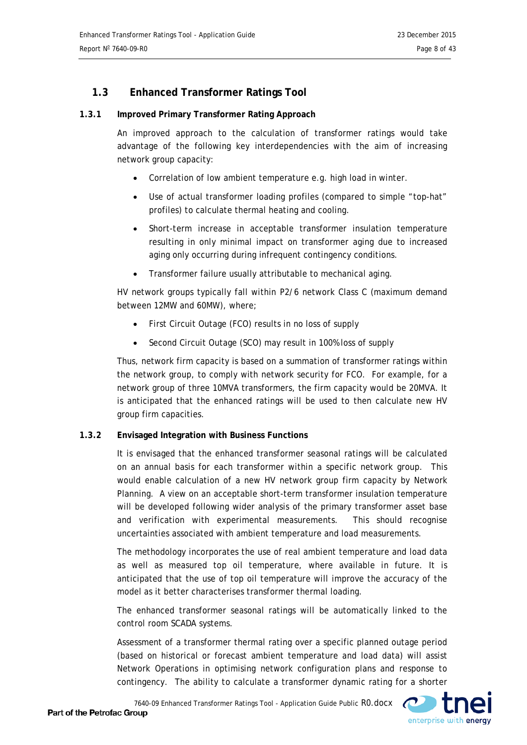## 1.3 Enhanced Transformer Ratings Tool

### 1.3.1 Improved Primary Transformer Rating Approach

An improved approach to the calculation of transformer ratings would take advantage of the following key interdependencies with the aim of increasing network group capacity:

- Correlation of low ambient temperature e.g. high load in winter.
- Use of actual transformer loading profiles (compared to simple "top-hat" profiles) to calculate thermal heating and cooling.
- Short-term increase in acceptable transformer insulation temperature resulting in only minimal impact on transformer aging due to increased aging only occurring during infrequent contingency conditions.
- Transformer failure usually attributable to mechanical aging.

HV network groups typically fall within P2/6 network Class C (maximum demand between 12MW and 60MW), where;

- First Circuit Outage (FCO) results in no loss of supply
- Second Circuit Outage (SCO) may result in 100% loss of supply

Thus, network firm capacity is based on a summation of transformer ratings within the network group, to comply with network security for FCO. For example, for a network group of three 10MVA transformers, the firm capacity would be 20MVA. It is anticipated that the enhanced ratings will be used to then calculate new HV group firm capacities.

### 1.3.2 Envisaged Integration with Business Functions

It is envisaged that the enhanced transformer seasonal ratings will be calculated on an annual basis for each transformer within a specific network group. This would enable calculation of a new HV network group firm capacity by Network Planning. A view on an acceptable short-term transformer insulation temperature will be developed following wider analysis of the primary transformer asset base and verification with experimental measurements. This should recognise uncertainties associated with ambient temperature and load measurements.

The methodology incorporates the use of real ambient temperature and load data as well as measured top oil temperature, where available in future. It is anticipated that the use of top oil temperature will improve the accuracy of the model as it better characterises transformer thermal loading.

The enhanced transformer seasonal ratings will be automatically linked to the control room SCADA systems.

Assessment of a transformer thermal rating over a specific planned outage period (based on historical or forecast ambient temperature and load data) will assist Network Operations in optimising network configuration plans and response to contingency. The ability to calculate a transformer dynamic rating for a shorter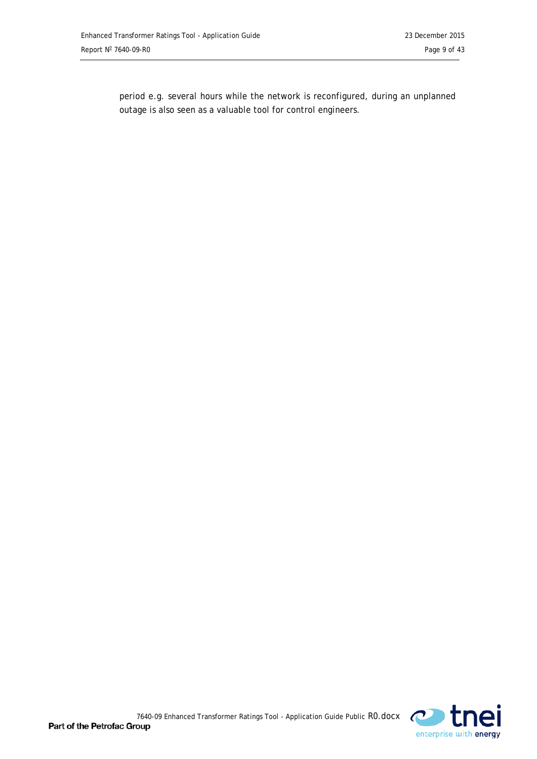period e.g. several hours while the network is reconfigured, during an unplanned outage is also seen as a valuable tool for control engineers.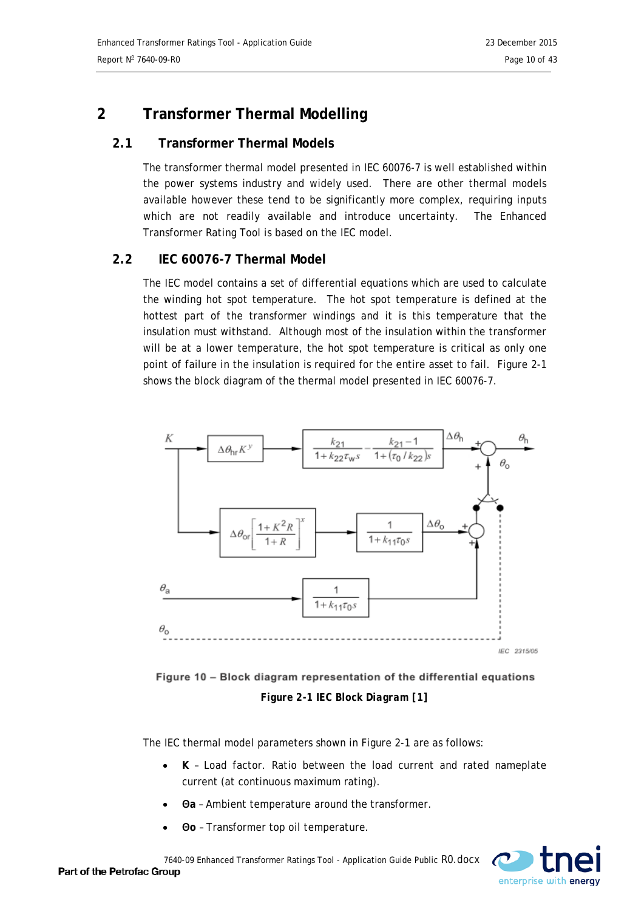# 2 Transformer Thermal Modelling

## 2.1 Transformer Thermal Models

The transformer thermal model presented in IEC 60076-7 is well established within the power systems industry and widely used. There are other thermal models available however these tend to be significantly more complex, requiring inputs which are not readily available and introduce uncertainty. The Enhanced Transformer Rating Tool is based on the IEC model.

## 2.2 IEC 60076-7 Thermal Model

The IEC model contains a set of differential equations which are used to calculate the winding hot spot temperature. The hot spot temperature is defined at the hottest part of the transformer windings and it is this temperature that the insulation must withstand. Although most of the insulation within the transformer will be at a lower temperature, the hot spot temperature is critical as only one point of failure in the insulation is required for the entire asset to fail. Figure 2-1 shows the block diagram of the thermal model presented in IEC 60076-7.

Figure 10 – Block diagram representation of the differential equations

**Figure 2-1 IEC Block Diagram [1]**

The IEC thermal model parameters shown in Figure 2-1 are as follows:

- **K** – Load factor. Ratio between the load current and rated nameplate current (at continuous maximum rating).
- **Θa** – Ambient temperature around the transformer.
- **Θo** – Transformer top oil temperature.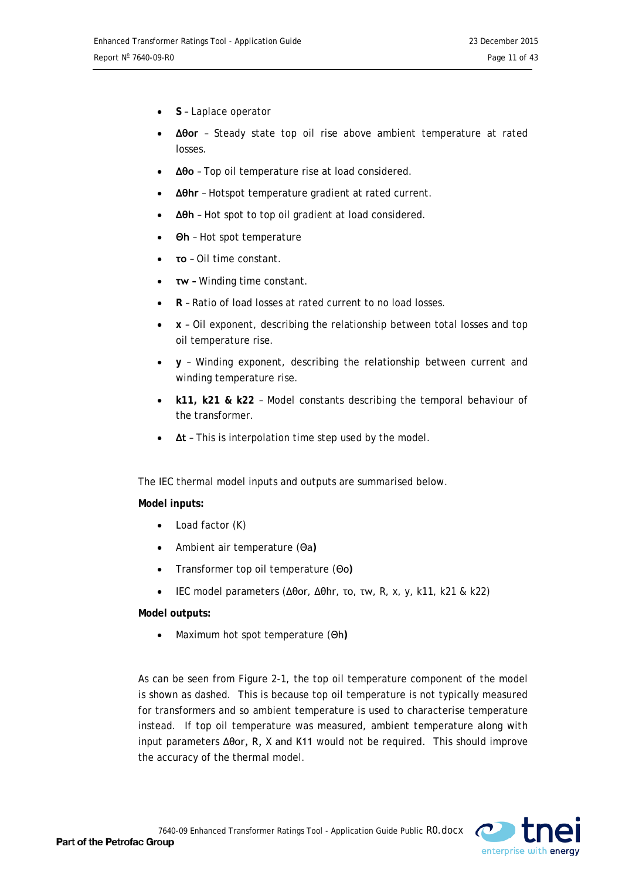- **S** – Laplace operator
- **$\Delta\theta or$** – Steady state top oil rise above ambient temperature at rated losses.
- **$\Delta\theta o$** – Top oil temperature rise at load considered.
- **$\Delta\theta hr$** – Hotspot temperature gradient at rated current.
- **$\Delta\theta h$** – Hot spot to top oil gradient at load considered.
- **$\Theta h$** – Hot spot temperature
- **$\tau o$** – Oil time constant.
- **$\tau w$ –** Winding time constant.
- **R** – Ratio of load losses at rated current to no load losses.
- **x** – Oil exponent, describing the relationship between total losses and top oil temperature rise.
- **y** – Winding exponent, describing the relationship between current and winding temperature rise.
- **k11, k21 & k22** – Model constants describing the temporal behaviour of the transformer.
- **$\Delta t$** – This is interpolation time step used by the model.

The IEC thermal model inputs and outputs are summarised below.

**Model inputs:**

- Load factor (K)
- Ambient air temperature ($\Theta a$**)**
- Transformer top oil temperature ($\Theta o$**)**
- IEC model parameters ($\Delta\theta or$, $\Delta\theta hr$, $\tau o$, $\tau w$, R, x, y, k11, k21 & k22)

**Model outputs:**

- Maximum hot spot temperature ($\Theta h$**)**

As can be seen from Figure 2-1, the top oil temperature component of the model is shown as dashed. This is because top oil temperature is not typically measured for transformers and so ambient temperature is used to characterise temperature instead. If top oil temperature was measured, ambient temperature along with input parameters $\Delta\theta or$, R, X and K11 would not be required. This should improve the accuracy of the thermal model.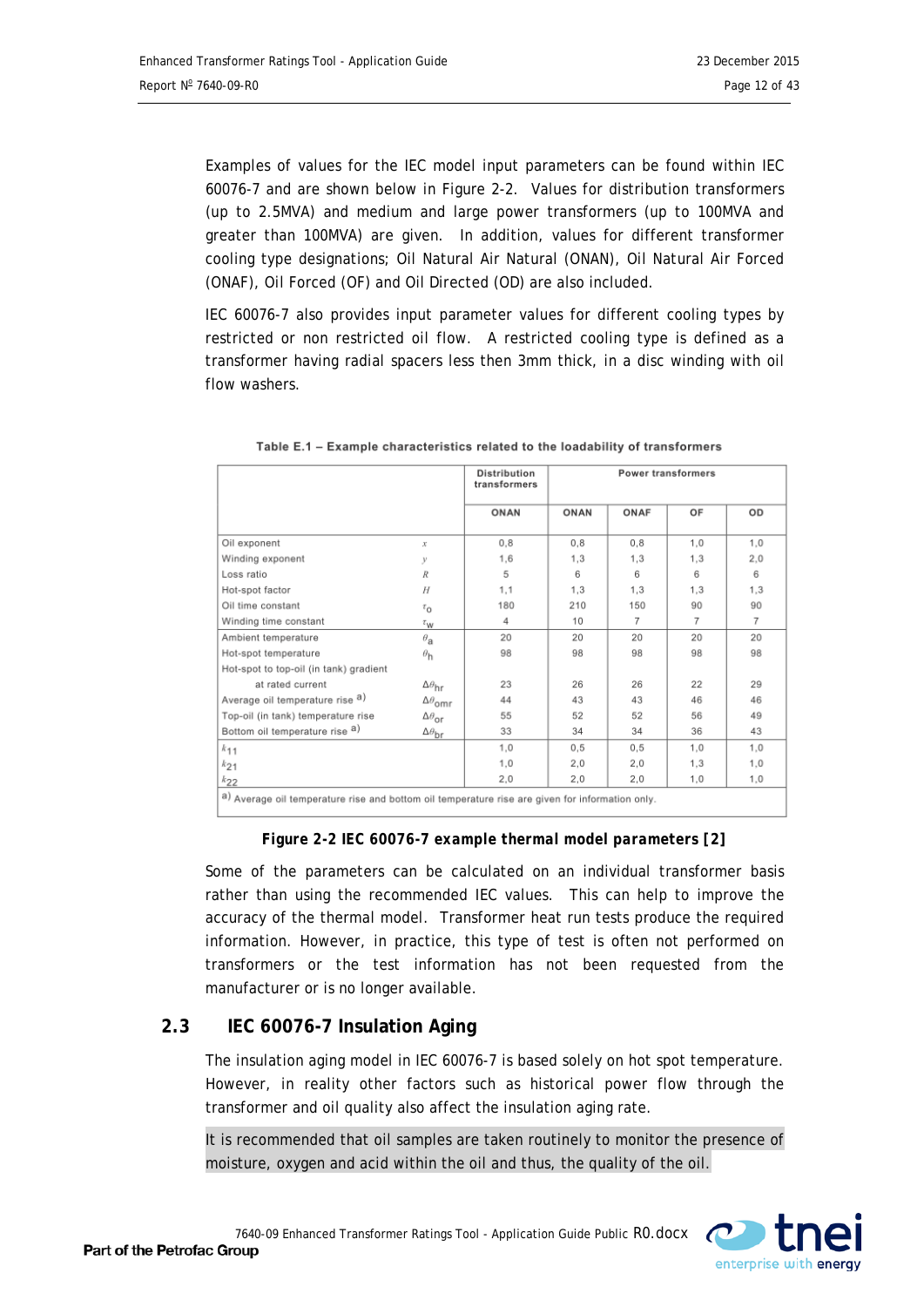Examples of values for the IEC model input parameters can be found within IEC 60076-7 and are shown below in Figure 2-2. Values for distribution transformers (up to 2.5MVA) and medium and large power transformers (up to 100MVA and greater than 100MVA) are given. In addition, values for different transformer cooling type designations; Oil Natural Air Natural (ONAN), Oil Natural Air Forced (ONAF), Oil Forced (OF) and Oil Directed (OD) are also included.

IEC 60076-7 also provides input parameter values for different cooling types by restricted or non restricted oil flow. A restricted cooling type is defined as a transformer having radial spacers less then 3mm thick, in a disc winding with oil flow washers.

**Table E.1 – Example characteristics related to the loadability of transformers**

| | | Distribution transformers | Power transformers | | | |
|---|---|---|---|---|---|---|
| | | ONAN | ONAN | ONAF | OF | OD |
| Oil exponent | $x$ | 0,8 | 0,8 | 0,8 | 1,0 | 1,0 |
| Winding exponent | $y$ | 1,6 | 1,3 | 1,3 | 1,3 | 2,0 |
| Loss ratio | $R$ | 5 | 6 | 6 | 6 | 6 |
| Hot-spot factor | $H$ | 1,1 | 1,3 | 1,3 | 1,3 | 1,3 |
| Oil time constant | $\tau_o$ | 180 | 210 | 150 | 90 | 90 |
| Winding time constant | $\tau_w$ | 4 | 10 | 7 | 7 | 7 |
| Ambient temperature | $\theta_a$ | 20 | 20 | 20 | 20 | 20 |
| Hot-spot temperature | $\theta_h$ | 98 | 98 | 98 | 98 | 98 |
| Hot-spot to top-oil (in tank) gradient at rated current | $\Delta\theta_{hr}$ | 23 | 26 | 26 | 22 | 29 |
| Average oil temperature rise [a] | $\Delta\theta_{omr}$ | 44 | 43 | 43 | 46 | 46 |
| Top-oil (in tank) temperature rise | $\Delta\theta_{or}$ | 55 | 52 | 52 | 56 | 49 |
| Bottom oil temperature rise [a] | $\Delta\theta_{br}$ | 33 | 34 | 34 | 36 | 43 |
| $k_{11}$ | | 1,0 | 0,5 | 0,5 | 1,0 | 1,0 |
| $k_{21}$ | | 1,0 | 2,0 | 2,0 | 1,3 | 1,0 |
| $k_{22}$ | | 2,0 | 2,0 | 2,0 | 1,0 | 1,0 |

[a] Average oil temperature rise and bottom oil temperature rise are given for information only.

**Figure 2-2 IEC 60076-7 example thermal model parameters [2]**

Some of the parameters can be calculated on an individual transformer basis rather than using the recommended IEC values. This can help to improve the accuracy of the thermal model. Transformer heat run tests produce the required information. However, in practice, this type of test is often not performed on transformers or the test information has not been requested from the manufacturer or is no longer available.

## 2.3 IEC 60076-7 Insulation Aging

The insulation aging model in IEC 60076-7 is based solely on hot spot temperature. However, in reality other factors such as historical power flow through the transformer and oil quality also affect the insulation aging rate.

It is recommended that oil samples are taken routinely to monitor the presence of moisture, oxygen and acid within the oil and thus, the quality of the oil.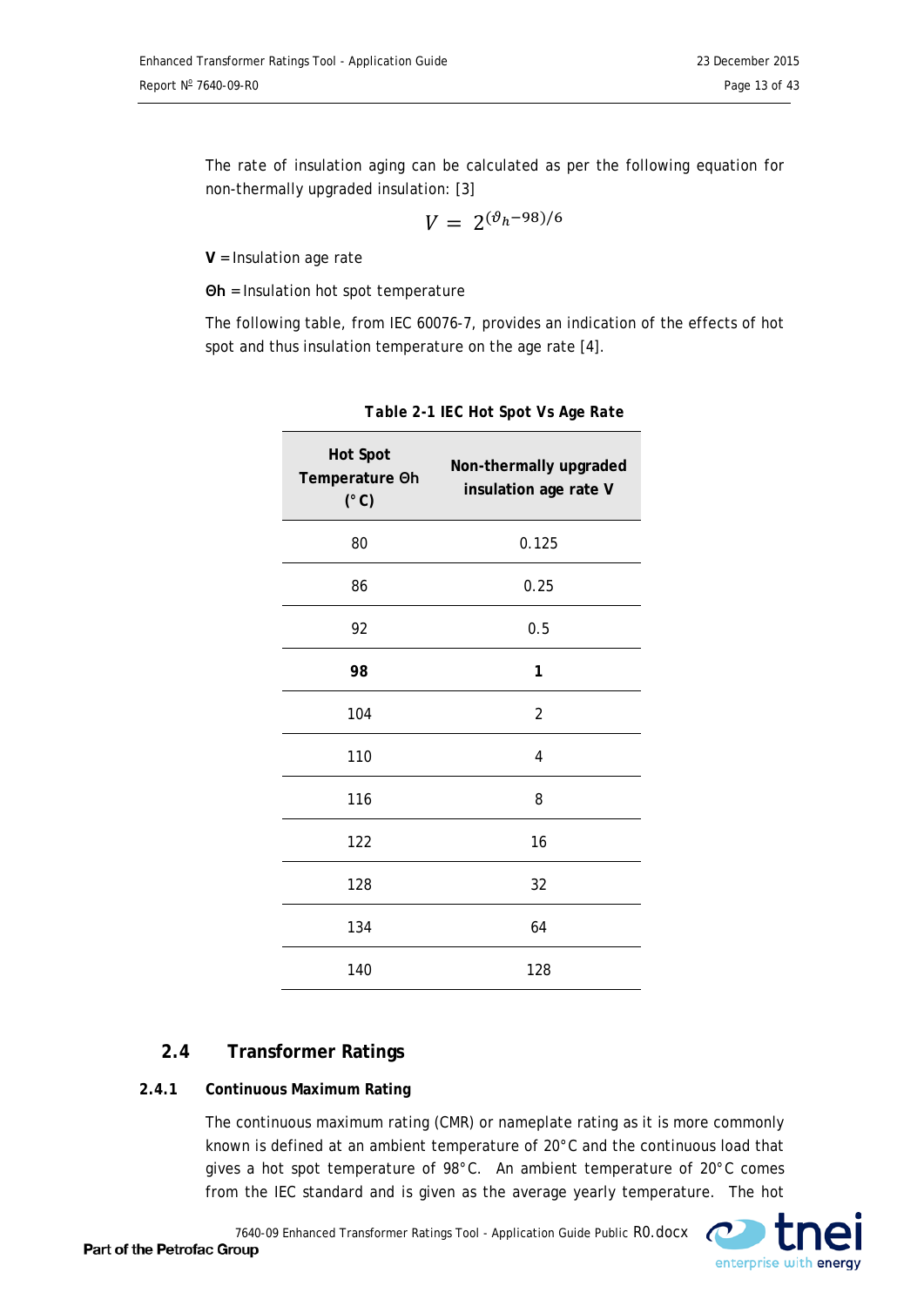The rate of insulation aging can be calculated as per the following equation for non-thermally upgraded insulation: [3]

$$V = 2^{(\vartheta_h - 98)/6}$$

**V** = Insulation age rate

**Θh** = Insulation hot spot temperature

The following table, from IEC 60076-7, provides an indication of the effects of hot spot and thus insulation temperature on the age rate [4].

***Table 2-1 IEC Hot Spot Vs Age Rate***

| Hot Spot Temperature Θh (°C) | Non-thermally upgraded insulation age rate V |
|---|---|
| 80 | 0.125 |
| 86 | 0.25 |
| 92 | 0.5 |
| **98** | **1** |
| 104 | 2 |
| 110 | 4 |
| 116 | 8 |
| 122 | 16 |
| 128 | 32 |
| 134 | 64 |
| 140 | 128 |

## 2.4 Transformer Ratings

### 2.4.1 Continuous Maximum Rating

The continuous maximum rating (CMR) or nameplate rating as it is more commonly known is defined at an ambient temperature of 20°C and the continuous load that gives a hot spot temperature of 98°C. An ambient temperature of 20°C comes from the IEC standard and is given as the average yearly temperature. The hot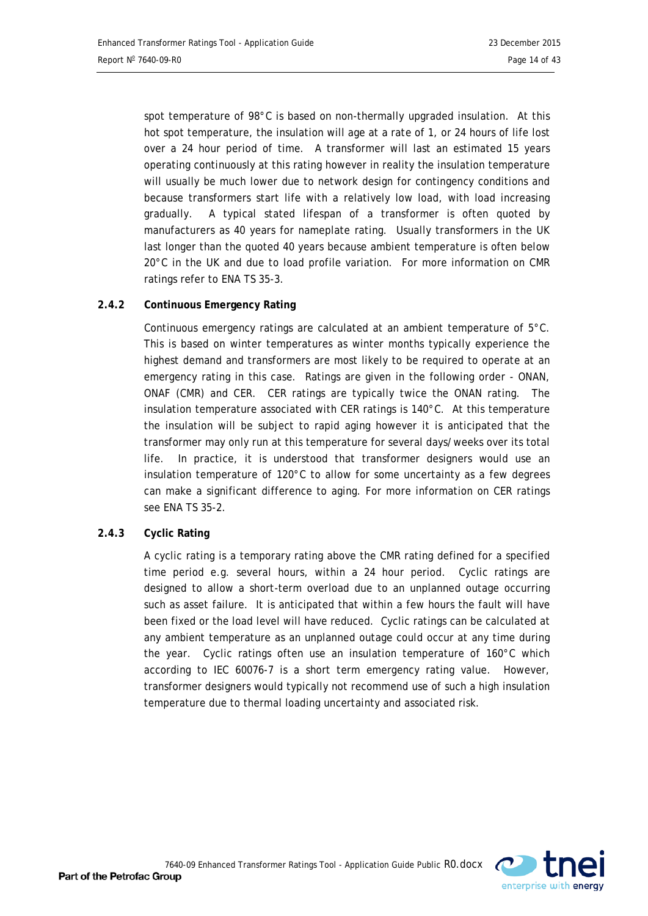spot temperature of 98°C is based on non-thermally upgraded insulation. At this hot spot temperature, the insulation will age at a rate of 1, or 24 hours of life lost over a 24 hour period of time. A transformer will last an estimated 15 years operating continuously at this rating however in reality the insulation temperature will usually be much lower due to network design for contingency conditions and because transformers start life with a relatively low load, with load increasing gradually. A typical stated lifespan of a transformer is often quoted by manufacturers as 40 years for nameplate rating. Usually transformers in the UK last longer than the quoted 40 years because ambient temperature is often below 20°C in the UK and due to load profile variation. For more information on CMR ratings refer to ENA TS 35-3.

#### 2.4.2 Continuous Emergency Rating

Continuous emergency ratings are calculated at an ambient temperature of 5°C. This is based on winter temperatures as winter months typically experience the highest demand and transformers are most likely to be required to operate at an emergency rating in this case. Ratings are given in the following order - ONAN, ONAF (CMR) and CER. CER ratings are typically twice the ONAN rating. The insulation temperature associated with CER ratings is 140°C. At this temperature the insulation will be subject to rapid aging however it is anticipated that the transformer may only run at this temperature for several days/weeks over its total life. In practice, it is understood that transformer designers would use an insulation temperature of 120°C to allow for some uncertainty as a few degrees can make a significant difference to aging. For more information on CER ratings see ENA TS 35-2.

#### 2.4.3 Cyclic Rating

A cyclic rating is a temporary rating above the CMR rating defined for a specified time period e.g. several hours, within a 24 hour period. Cyclic ratings are designed to allow a short-term overload due to an unplanned outage occurring such as asset failure. It is anticipated that within a few hours the fault will have been fixed or the load level will have reduced. Cyclic ratings can be calculated at any ambient temperature as an unplanned outage could occur at any time during the year. Cyclic ratings often use an insulation temperature of 160°C which according to IEC 60076-7 is a short term emergency rating value. However, transformer designers would typically not recommend use of such a high insulation temperature due to thermal loading uncertainty and associated risk.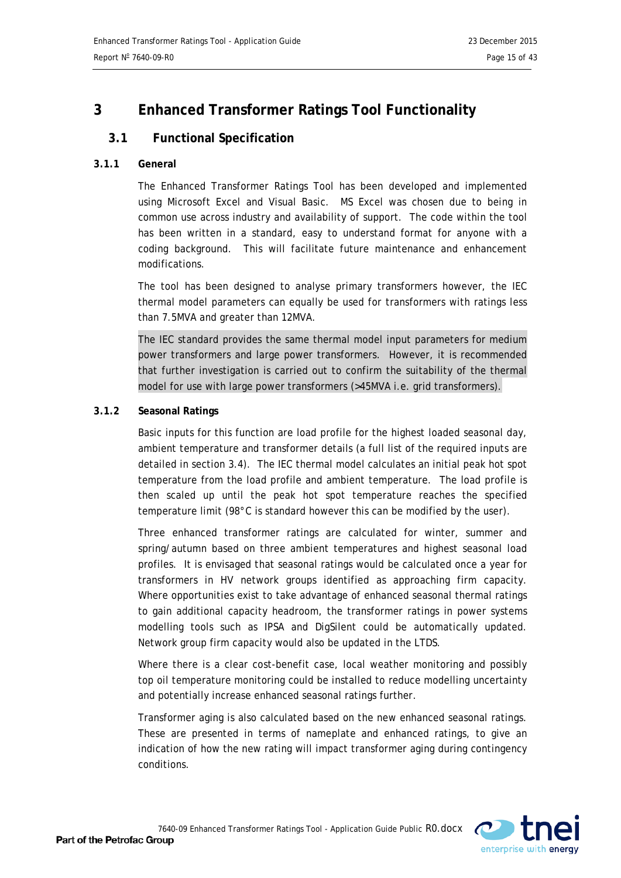# 3 Enhanced Transformer Ratings Tool Functionality

## 3.1 Functional Specification

### 3.1.1 General

The Enhanced Transformer Ratings Tool has been developed and implemented using Microsoft Excel and Visual Basic. MS Excel was chosen due to being in common use across industry and availability of support. The code within the tool has been written in a standard, easy to understand format for anyone with a coding background. This will facilitate future maintenance and enhancement modifications.

The tool has been designed to analyse primary transformers however, the IEC thermal model parameters can equally be used for transformers with ratings less than 7.5MVA and greater than 12MVA.

The IEC standard provides the same thermal model input parameters for medium power transformers and large power transformers. However, it is recommended that further investigation is carried out to confirm the suitability of the thermal model for use with large power transformers (>45MVA i.e. grid transformers).

### 3.1.2 Seasonal Ratings

Basic inputs for this function are load profile for the highest loaded seasonal day, ambient temperature and transformer details (a full list of the required inputs are detailed in section 3.4). The IEC thermal model calculates an initial peak hot spot temperature from the load profile and ambient temperature. The load profile is then scaled up until the peak hot spot temperature reaches the specified temperature limit (98°C is standard however this can be modified by the user).

Three enhanced transformer ratings are calculated for winter, summer and spring/autumn based on three ambient temperatures and highest seasonal load profiles. It is envisaged that seasonal ratings would be calculated once a year for transformers in HV network groups identified as approaching firm capacity. Where opportunities exist to take advantage of enhanced seasonal thermal ratings to gain additional capacity headroom, the transformer ratings in power systems modelling tools such as IPSA and DigSilent could be automatically updated. Network group firm capacity would also be updated in the LTDS.

Where there is a clear cost-benefit case, local weather monitoring and possibly top oil temperature monitoring could be installed to reduce modelling uncertainty and potentially increase enhanced seasonal ratings further.

Transformer aging is also calculated based on the new enhanced seasonal ratings. These are presented in terms of nameplate and enhanced ratings, to give an indication of how the new rating will impact transformer aging during contingency conditions.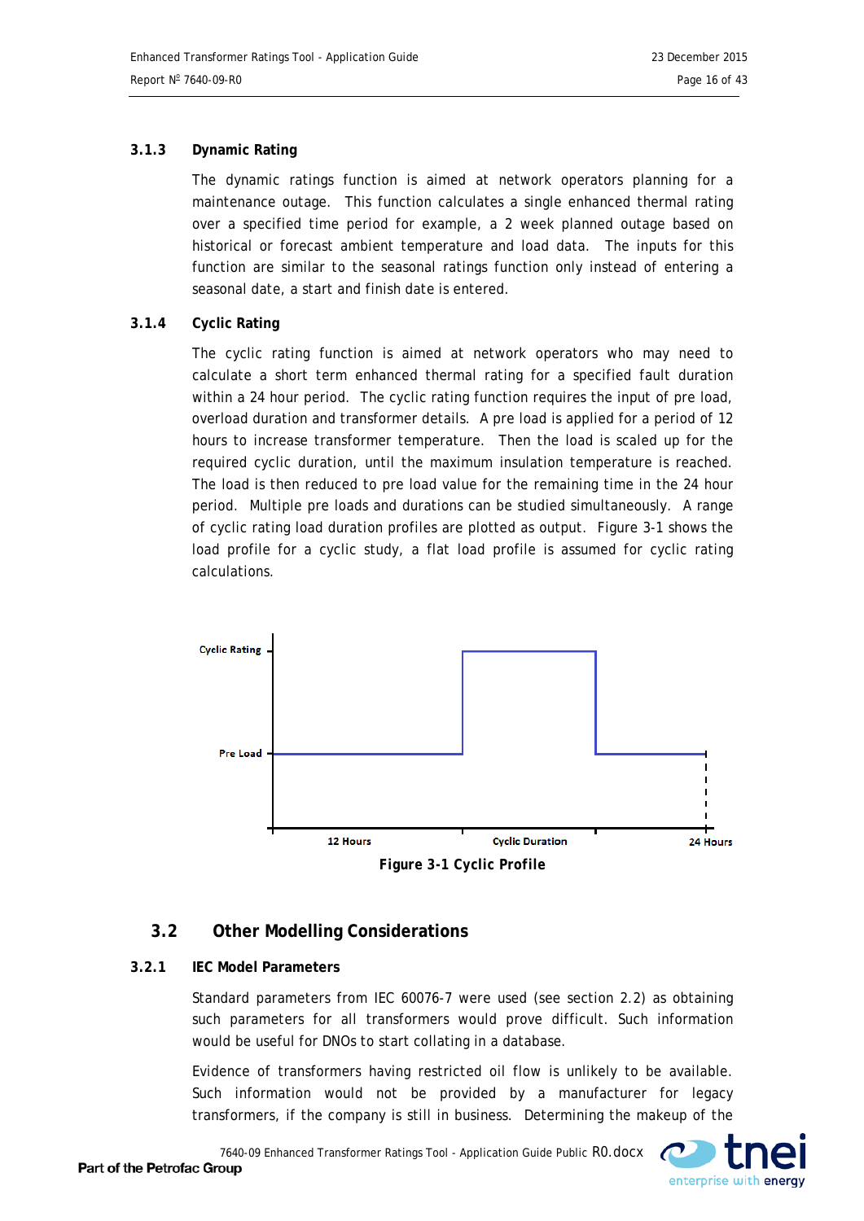### 3.1.3 Dynamic Rating

The dynamic ratings function is aimed at network operators planning for a maintenance outage. This function calculates a single enhanced thermal rating over a specified time period for example, a 2 week planned outage based on historical or forecast ambient temperature and load data. The inputs for this function are similar to the seasonal ratings function only instead of entering a seasonal date, a start and finish date is entered.

### 3.1.4 Cyclic Rating

The cyclic rating function is aimed at network operators who may need to calculate a short term enhanced thermal rating for a specified fault duration within a 24 hour period. The cyclic rating function requires the input of pre load, overload duration and transformer details. A pre load is applied for a period of 12 hours to increase transformer temperature. Then the load is scaled up for the required cyclic duration, until the maximum insulation temperature is reached. The load is then reduced to pre load value for the remaining time in the 24 hour period. Multiple pre loads and durations can be studied simultaneously. A range of cyclic rating load duration profiles are plotted as output. Figure 3-1 shows the load profile for a cyclic study, a flat load profile is assumed for cyclic rating calculations.

**Figure 3-1 Cyclic Profile**

## 3.2 Other Modelling Considerations

### 3.2.1 IEC Model Parameters

Standard parameters from IEC 60076-7 were used (see section 2.2) as obtaining such parameters for all transformers would prove difficult. Such information would be useful for DNOs to start collating in a database.

Evidence of transformers having restricted oil flow is unlikely to be available. Such information would not be provided by a manufacturer for legacy transformers, if the company is still in business. Determining the makeup of the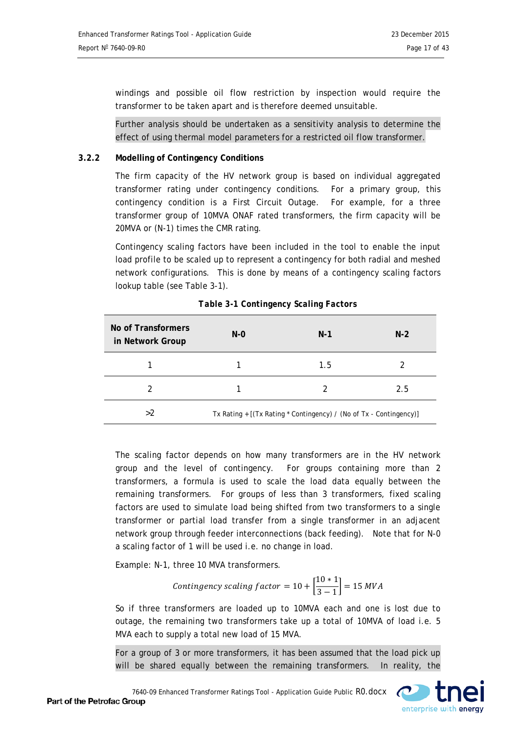windings and possible oil flow restriction by inspection would require the transformer to be taken apart and is therefore deemed unsuitable.

Further analysis should be undertaken as a sensitivity analysis to determine the effect of using thermal model parameters for a restricted oil flow transformer.

### 3.2.2 Modelling of Contingency Conditions

The firm capacity of the HV network group is based on individual aggregated transformer rating under contingency conditions. For a primary group, this contingency condition is a First Circuit Outage. For example, for a three transformer group of 10MVA ONAF rated transformers, the firm capacity will be 20MVA or (N-1) times the CMR rating.

Contingency scaling factors have been included in the tool to enable the input load profile to be scaled up to represent a contingency for both radial and meshed network configurations. This is done by means of a contingency scaling factors lookup table (see Table 3-1).

**Table 3-1 Contingency Scaling Factors**

| No of Transformers in Network Group | N-0 | N-1 | N-2 |
|---|---|---|---|
| 1 | 1 | 1.5 | 2 |
| 2 | 1 | 2 | 2.5 |
| >2 | Tx Rating + [(Tx Rating * Contingency) / (No of Tx - Contingency)] | | |

The scaling factor depends on how many transformers are in the HV network group and the level of contingency. For groups containing more than 2 transformers, a formula is used to scale the load data equally between the remaining transformers. For groups of less than 3 transformers, fixed scaling factors are used to simulate load being shifted from two transformers to a single transformer or partial load transfer from a single transformer in an adjacent network group through feeder interconnections (back feeding). Note that for N-0 a scaling factor of 1 will be used i.e. no change in load.

Example: N-1, three 10 MVA transformers.

$$Contingency\ scaling\ factor = 10 + \left[\frac{10 * 1}{3 - 1}\right] = 15\ MVA$$

So if three transformers are loaded up to 10MVA each and one is lost due to outage, the remaining two transformers take up a total of 10MVA of load i.e. 5 MVA each to supply a total new load of 15 MVA.

For a group of 3 or more transformers, it has been assumed that the load pick up will be shared equally between the remaining transformers. In reality, the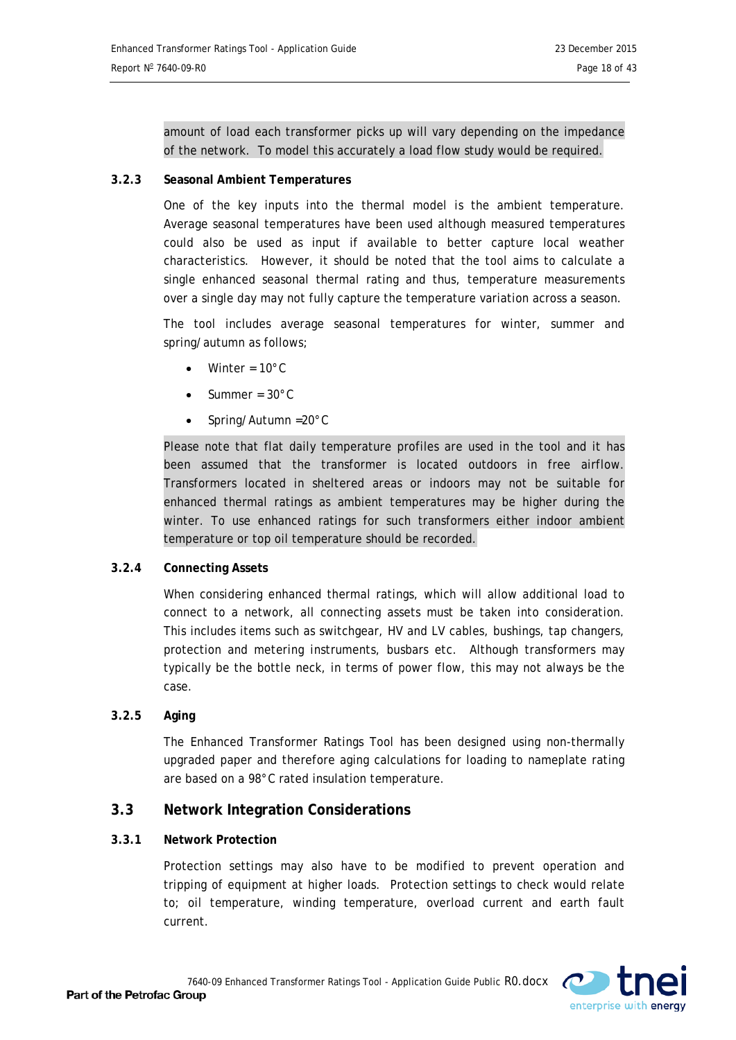amount of load each transformer picks up will vary depending on the impedance of the network. To model this accurately a load flow study would be required.

### 3.2.3 Seasonal Ambient Temperatures

One of the key inputs into the thermal model is the ambient temperature. Average seasonal temperatures have been used although measured temperatures could also be used as input if available to better capture local weather characteristics. However, it should be noted that the tool aims to calculate a single enhanced seasonal thermal rating and thus, temperature measurements over a single day may not fully capture the temperature variation across a season.

The tool includes average seasonal temperatures for winter, summer and spring/autumn as follows;

- Winter = 10°C
- Summer = 30°C
- Spring/Autumn =20°C

Please note that flat daily temperature profiles are used in the tool and it has been assumed that the transformer is located outdoors in free airflow. Transformers located in sheltered areas or indoors may not be suitable for enhanced thermal ratings as ambient temperatures may be higher during the winter. To use enhanced ratings for such transformers either indoor ambient temperature or top oil temperature should be recorded.

### 3.2.4 Connecting Assets

When considering enhanced thermal ratings, which will allow additional load to connect to a network, all connecting assets must be taken into consideration. This includes items such as switchgear, HV and LV cables, bushings, tap changers, protection and metering instruments, busbars etc. Although transformers may typically be the bottle neck, in terms of power flow, this may not always be the case.

### 3.2.5 Aging

The Enhanced Transformer Ratings Tool has been designed using non-thermally upgraded paper and therefore aging calculations for loading to nameplate rating are based on a 98°C rated insulation temperature.

## 3.3 Network Integration Considerations

### 3.3.1 Network Protection

Protection settings may also have to be modified to prevent operation and tripping of equipment at higher loads. Protection settings to check would relate to; oil temperature, winding temperature, overload current and earth fault current.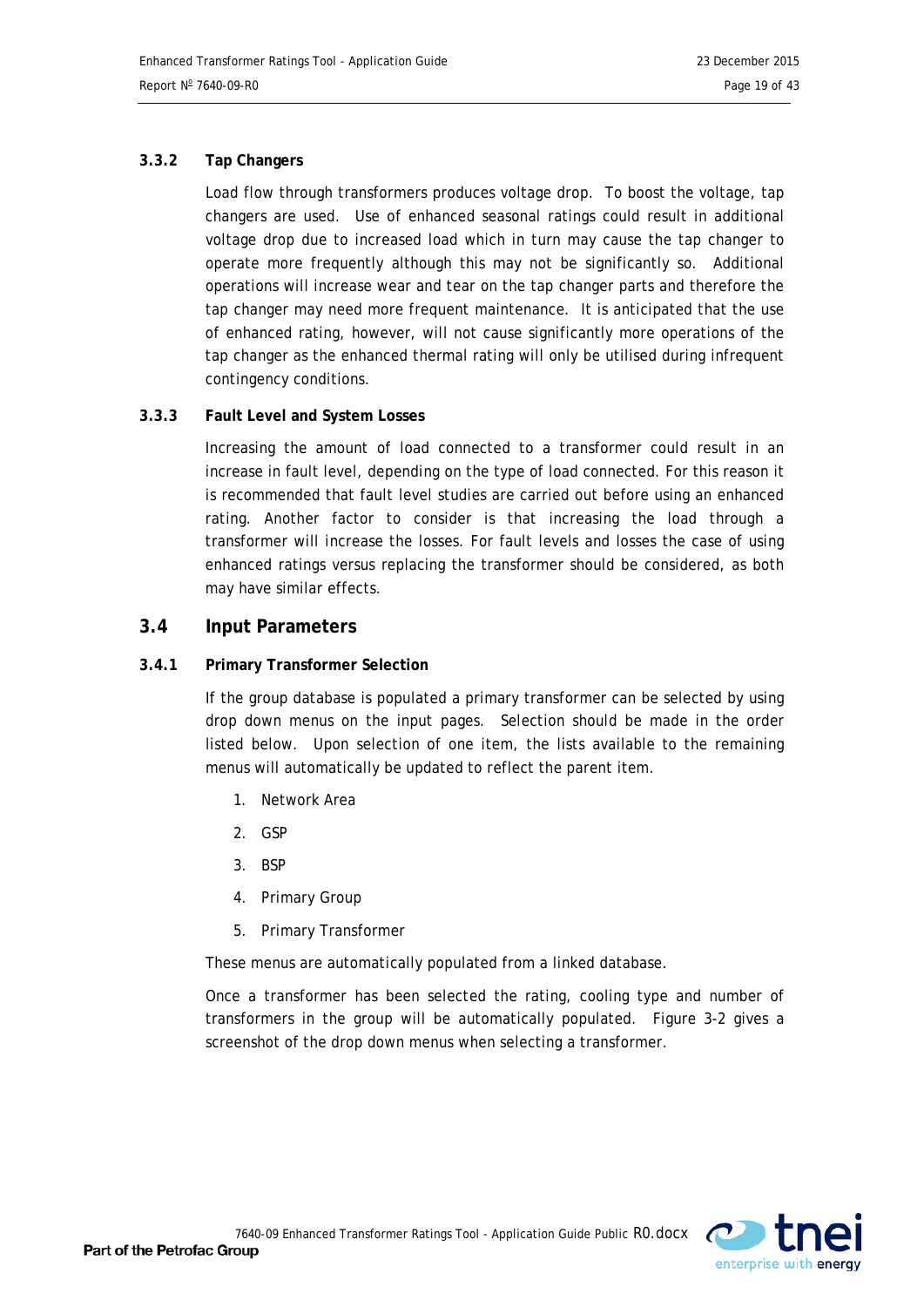### 3.3.2 Tap Changers

Load flow through transformers produces voltage drop. To boost the voltage, tap changers are used. Use of enhanced seasonal ratings could result in additional voltage drop due to increased load which in turn may cause the tap changer to operate more frequently although this may not be significantly so. Additional operations will increase wear and tear on the tap changer parts and therefore the tap changer may need more frequent maintenance. It is anticipated that the use of enhanced rating, however, will not cause significantly more operations of the tap changer as the enhanced thermal rating will only be utilised during infrequent contingency conditions.

### 3.3.3 Fault Level and System Losses

Increasing the amount of load connected to a transformer could result in an increase in fault level, depending on the type of load connected. For this reason it is recommended that fault level studies are carried out before using an enhanced rating. Another factor to consider is that increasing the load through a transformer will increase the losses. For fault levels and losses the case of using enhanced ratings versus replacing the transformer should be considered, as both may have similar effects.

## 3.4 Input Parameters

### 3.4.1 Primary Transformer Selection

If the group database is populated a primary transformer can be selected by using drop down menus on the input pages. Selection should be made in the order listed below. Upon selection of one item, the lists available to the remaining menus will automatically be updated to reflect the parent item.

1. Network Area
2. GSP
3. BSP
4. Primary Group
5. Primary Transformer

These menus are automatically populated from a linked database.

Once a transformer has been selected the rating, cooling type and number of transformers in the group will be automatically populated. Figure 3-2 gives a screenshot of the drop down menus when selecting a transformer.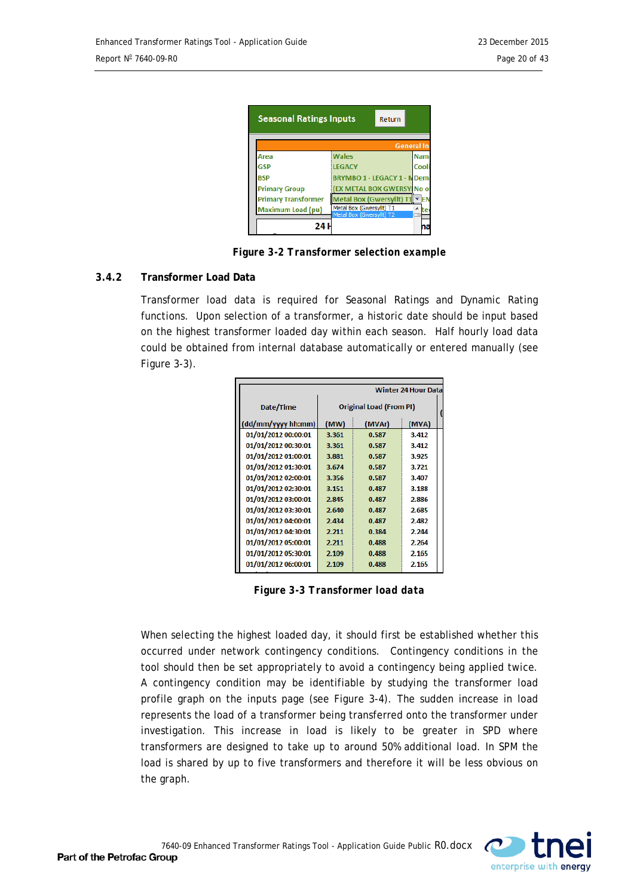Figure 3-2 Transformer selection example

### 3.4.2 Transformer Load Data

Transformer load data is required for Seasonal Ratings and Dynamic Rating functions. Upon selection of a transformer, a historic date should be input based on the highest transformer loaded day within each season. Half hourly load data could be obtained from internal database automatically or entered manually (see Figure 3-3).

| Date/Time (dd/mm/yyyy hh:mm) | Original Load (From PI) (MW) | (MVAr) | (MVA) |
|---|---|---|---|
| 01/01/2012 00:00:01 | 3.361 | 0.587 | 3.412 |
| 01/01/2012 00:30:01 | 3.361 | 0.587 | 3.412 |
| 01/01/2012 01:00:01 | 3.881 | 0.587 | 3.925 |
| 01/01/2012 01:30:01 | 3.674 | 0.587 | 3.721 |
| 01/01/2012 02:00:01 | 3.356 | 0.587 | 3.407 |
| 01/01/2012 02:30:01 | 3.151 | 0.487 | 3.188 |
| 01/01/2012 03:00:01 | 2.845 | 0.487 | 2.886 |
| 01/01/2012 03:30:01 | 2.640 | 0.487 | 2.685 |
| 01/01/2012 04:00:01 | 2.434 | 0.487 | 2.482 |
| 01/01/2012 04:30:01 | 2.211 | 0.384 | 2.244 |
| 01/01/2012 05:00:01 | 2.211 | 0.488 | 2.264 |
| 01/01/2012 05:30:01 | 2.109 | 0.488 | 2.165 |
| 01/01/2012 06:00:01 | 2.109 | 0.488 | 2.165 |

Figure 3-3 Transformer load data

When selecting the highest loaded day, it should first be established whether this occurred under network contingency conditions. Contingency conditions in the tool should then be set appropriately to avoid a contingency being applied twice. A contingency condition may be identifiable by studying the transformer load profile graph on the inputs page (see Figure 3-4). The sudden increase in load represents the load of a transformer being transferred onto the transformer under investigation. This increase in load is likely to be greater in SPD where transformers are designed to take up to around 50% additional load. In SPM the load is shared by up to five transformers and therefore it will be less obvious on the graph.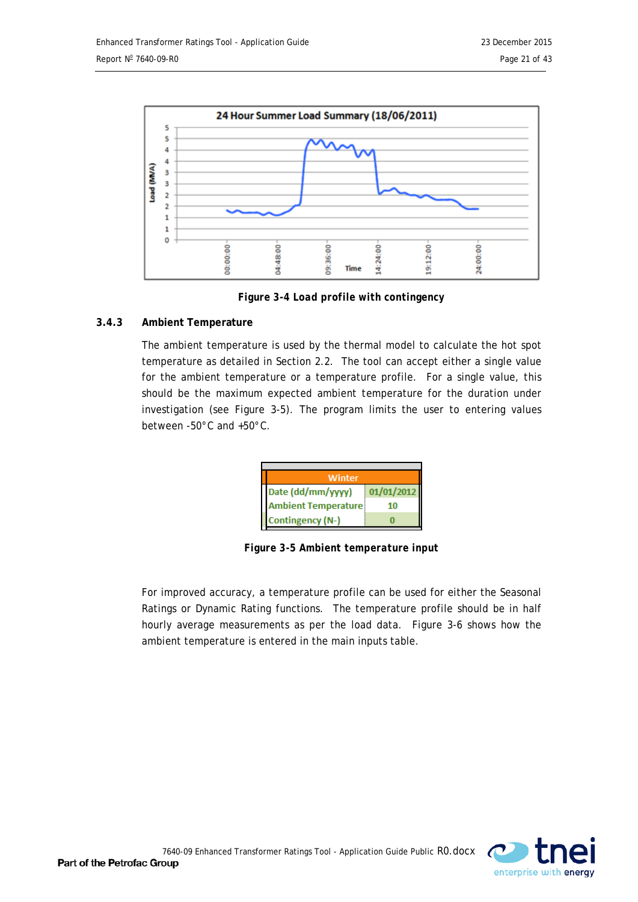Figure 3-4 Load profile with contingency

### 3.4.3 Ambient Temperature

The ambient temperature is used by the thermal model to calculate the hot spot temperature as detailed in Section 2.2. The tool can accept either a single value for the ambient temperature or a temperature profile. For a single value, this should be the maximum expected ambient temperature for the duration under investigation (see Figure 3-5). The program limits the user to entering values between -50°C and +50°C.

| Winter | |
|---|---|
| Date (dd/mm/yyyy) | 01/01/2012 |
| Ambient Temperature | 10 |
| Contingency (N-) | 0 |

Figure 3-5 Ambient temperature input

For improved accuracy, a temperature profile can be used for either the Seasonal Ratings or Dynamic Rating functions. The temperature profile should be in half hourly average measurements as per the load data. Figure 3-6 shows how the ambient temperature is entered in the main inputs table.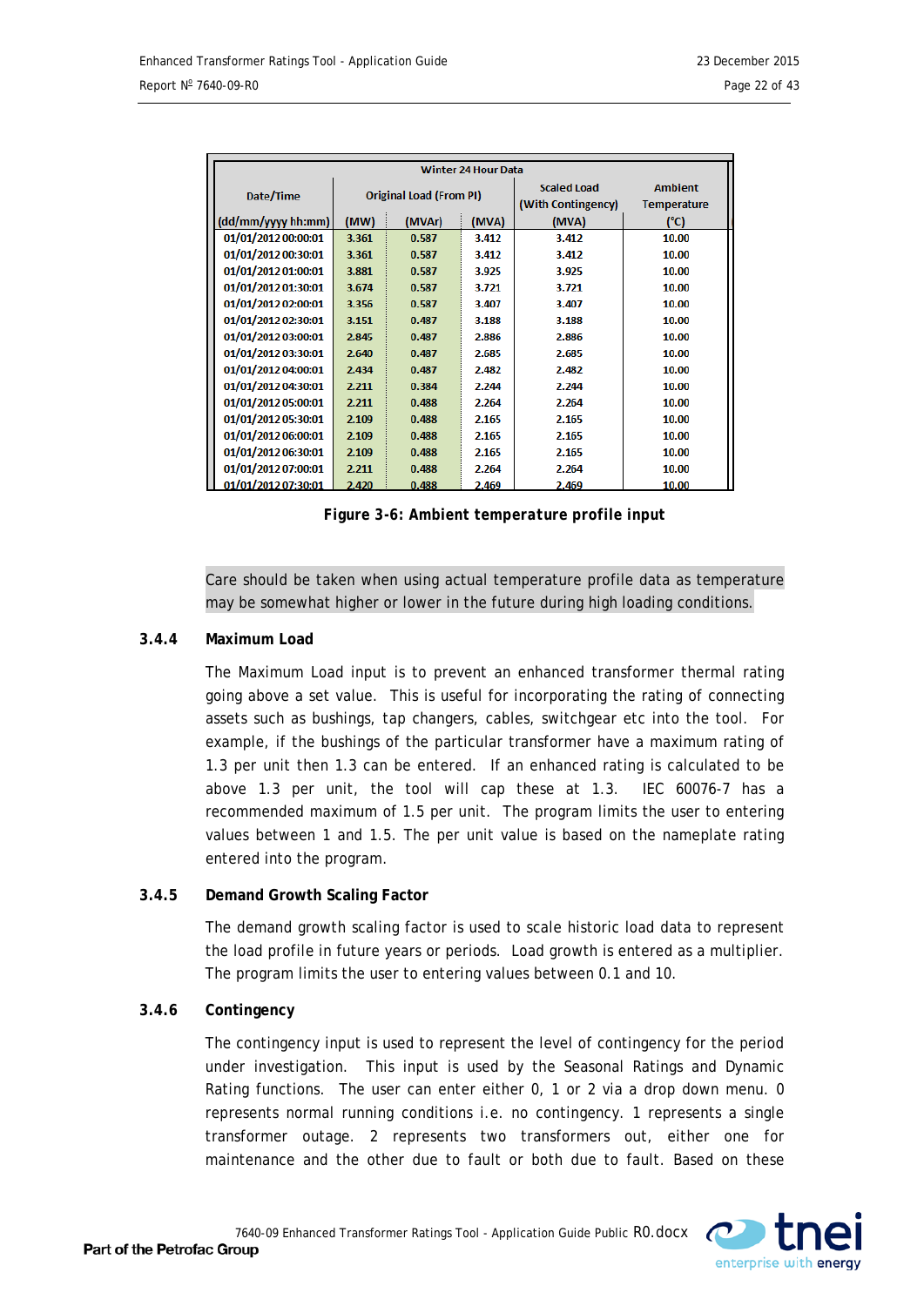| Winter 24 Hour Data | | | | | |
|---|---|---|---|---|---|
| Date/Time | Original Load (From PI) | | | Scaled Load (With Contingency) | Ambient Temperature |
| (dd/mm/yyyy hh:mm) | (MW) | (MVAr) | (MVA) | (MVA) | (°C) |
| 01/01/2012 00:00:01 | 3.361 | 0.587 | 3.412 | 3.412 | 10.00 |
| 01/01/2012 00:30:01 | 3.361 | 0.587 | 3.412 | 3.412 | 10.00 |
| 01/01/2012 01:00:01 | 3.881 | 0.587 | 3.925 | 3.925 | 10.00 |
| 01/01/2012 01:30:01 | 3.674 | 0.587 | 3.721 | 3.721 | 10.00 |
| 01/01/2012 02:00:01 | 3.356 | 0.587 | 3.407 | 3.407 | 10.00 |
| 01/01/2012 02:30:01 | 3.151 | 0.487 | 3.188 | 3.188 | 10.00 |
| 01/01/2012 03:00:01 | 2.845 | 0.487 | 2.886 | 2.886 | 10.00 |
| 01/01/2012 03:30:01 | 2.640 | 0.487 | 2.685 | 2.685 | 10.00 |
| 01/01/2012 04:00:01 | 2.434 | 0.487 | 2.482 | 2.482 | 10.00 |
| 01/01/2012 04:30:01 | 2.211 | 0.384 | 2.244 | 2.244 | 10.00 |
| 01/01/2012 05:00:01 | 2.211 | 0.488 | 2.264 | 2.264 | 10.00 |
| 01/01/2012 05:30:01 | 2.109 | 0.488 | 2.165 | 2.165 | 10.00 |
| 01/01/2012 06:00:01 | 2.109 | 0.488 | 2.165 | 2.165 | 10.00 |
| 01/01/2012 06:30:01 | 2.109 | 0.488 | 2.165 | 2.165 | 10.00 |
| 01/01/2012 07:00:01 | 2.211 | 0.488 | 2.264 | 2.264 | 10.00 |
| 01/01/2012 07:30:01 | 2.420 | 0.488 | 2.469 | 2.469 | 10.00 |

**Figure 3-6: Ambient temperature profile input**

Care should be taken when using actual temperature profile data as temperature may be somewhat higher or lower in the future during high loading conditions.

### 3.4.4 Maximum Load

The Maximum Load input is to prevent an enhanced transformer thermal rating going above a set value. This is useful for incorporating the rating of connecting assets such as bushings, tap changers, cables, switchgear etc into the tool. For example, if the bushings of the particular transformer have a maximum rating of 1.3 per unit then 1.3 can be entered. If an enhanced rating is calculated to be above 1.3 per unit, the tool will cap these at 1.3. IEC 60076-7 has a recommended maximum of 1.5 per unit. The program limits the user to entering values between 1 and 1.5. The per unit value is based on the nameplate rating entered into the program.

### 3.4.5 Demand Growth Scaling Factor

The demand growth scaling factor is used to scale historic load data to represent the load profile in future years or periods. Load growth is entered as a multiplier. The program limits the user to entering values between 0.1 and 10.

### 3.4.6 Contingency

The contingency input is used to represent the level of contingency for the period under investigation. This input is used by the Seasonal Ratings and Dynamic Rating functions. The user can enter either 0, 1 or 2 via a drop down menu. 0 represents normal running conditions i.e. no contingency. 1 represents a single transformer outage. 2 represents two transformers out, either one for maintenance and the other due to fault or both due to fault. Based on these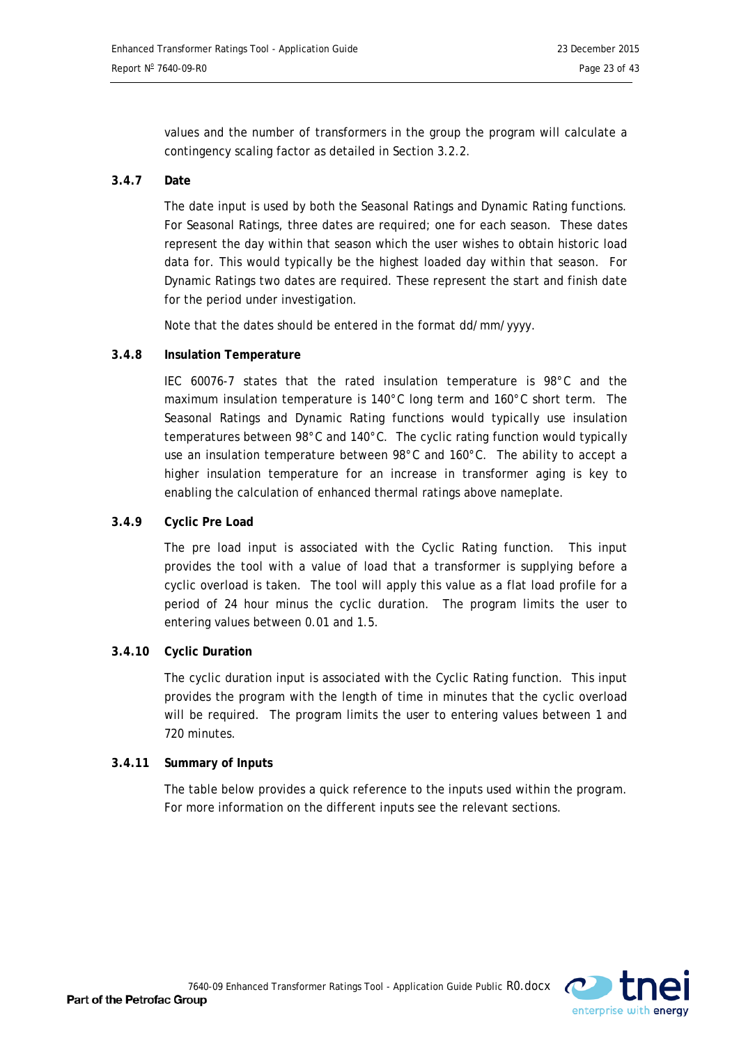values and the number of transformers in the group the program will calculate a contingency scaling factor as detailed in Section 3.2.2.

### 3.4.7 Date

The date input is used by both the Seasonal Ratings and Dynamic Rating functions. For Seasonal Ratings, three dates are required; one for each season. These dates represent the day within that season which the user wishes to obtain historic load data for. This would typically be the highest loaded day within that season. For Dynamic Ratings two dates are required. These represent the start and finish date for the period under investigation.

Note that the dates should be entered in the format dd/mm/yyyy.

### 3.4.8 Insulation Temperature

IEC 60076-7 states that the rated insulation temperature is 98°C and the maximum insulation temperature is 140°C long term and 160°C short term. The Seasonal Ratings and Dynamic Rating functions would typically use insulation temperatures between 98°C and 140°C. The cyclic rating function would typically use an insulation temperature between 98°C and 160°C. The ability to accept a higher insulation temperature for an increase in transformer aging is key to enabling the calculation of enhanced thermal ratings above nameplate.

### 3.4.9 Cyclic Pre Load

The pre load input is associated with the Cyclic Rating function. This input provides the tool with a value of load that a transformer is supplying before a cyclic overload is taken. The tool will apply this value as a flat load profile for a period of 24 hour minus the cyclic duration. The program limits the user to entering values between 0.01 and 1.5.

### 3.4.10 Cyclic Duration

The cyclic duration input is associated with the Cyclic Rating function. This input provides the program with the length of time in minutes that the cyclic overload will be required. The program limits the user to entering values between 1 and 720 minutes.

### 3.4.11 Summary of Inputs

The table below provides a quick reference to the inputs used within the program. For more information on the different inputs see the relevant sections.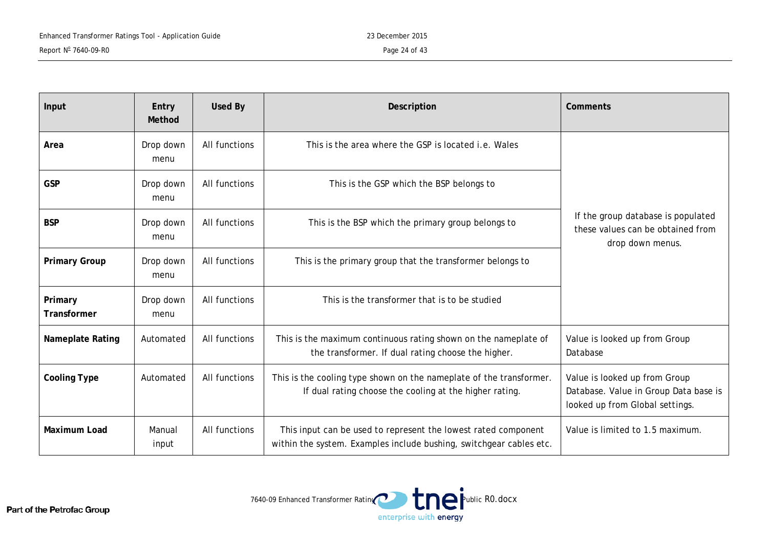| Input | Entry Method | Used By | Description | Comments |
|---|---|---|---|---|
| **Area** | Drop down menu | All functions | This is the area where the GSP is located i.e. Wales | If the group database is populated these values can be obtained from drop down menus. |
| **GSP** | Drop down menu | All functions | This is the GSP which the BSP belongs to | |
| **BSP** | Drop down menu | All functions | This is the BSP which the primary group belongs to | |
| **Primary Group** | Drop down menu | All functions | This is the primary group that the transformer belongs to | |
| **Primary Transformer** | Drop down menu | All functions | This is the transformer that is to be studied | |
| **Nameplate Rating** | Automated | All functions | This is the maximum continuous rating shown on the nameplate of the transformer. If dual rating choose the higher. | Value is looked up from Group Database |
| **Cooling Type** | Automated | All functions | This is the cooling type shown on the nameplate of the transformer. If dual rating choose the cooling at the higher rating. | Value is looked up from Group Database. Value in Group Data base is looked up from Global settings. |
| **Maximum Load** | Manual input | All functions | This input can be used to represent the lowest rated component within the system. Examples include bushing, switchgear cables etc. | Value is limited to 1.5 maximum. |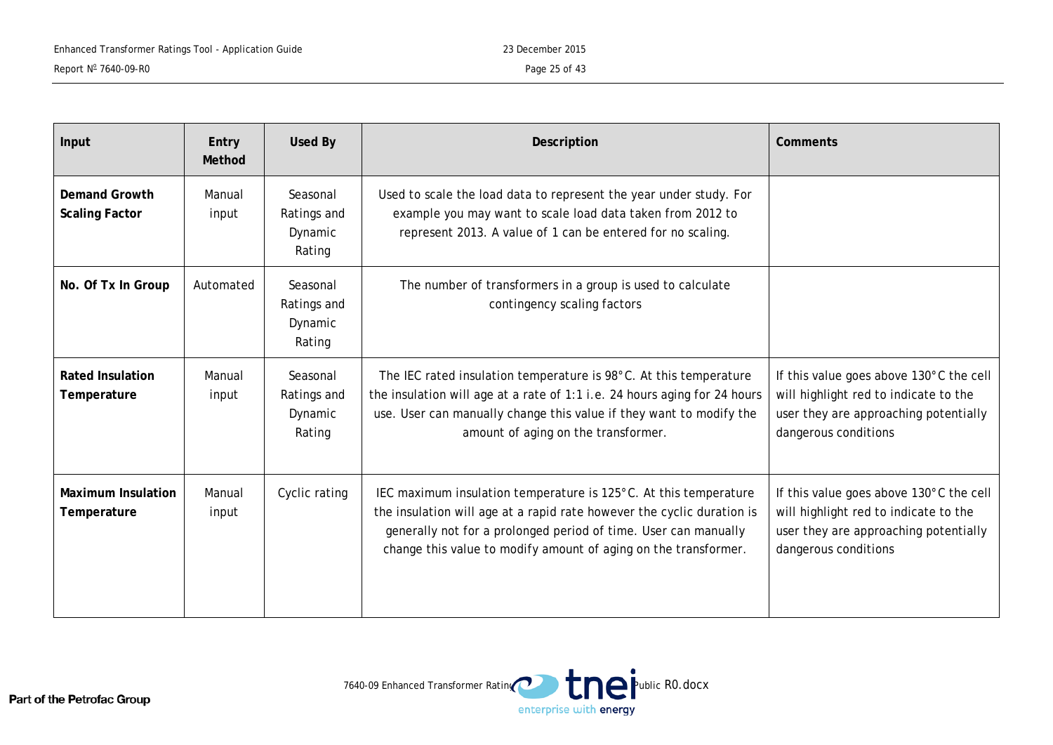| Input | Entry Method | Used By | Description | Comments |
|---|---|---|---|---|
| **Demand Growth Scaling Factor** | Manual input | Seasonal Ratings and Dynamic Rating | Used to scale the load data to represent the year under study. For example you may want to scale load data taken from 2012 to represent 2013. A value of 1 can be entered for no scaling. | |
| **No. Of Tx In Group** | Automated | Seasonal Ratings and Dynamic Rating | The number of transformers in a group is used to calculate contingency scaling factors | |
| **Rated Insulation Temperature** | Manual input | Seasonal Ratings and Dynamic Rating | The IEC rated insulation temperature is 98°C. At this temperature the insulation will age at a rate of 1:1 i.e. 24 hours aging for 24 hours use. User can manually change this value if they want to modify the amount of aging on the transformer. | If this value goes above 130°C the cell will highlight red to indicate to the user they are approaching potentially dangerous conditions |
| **Maximum Insulation Temperature** | Manual input | Cyclic rating | IEC maximum insulation temperature is 125°C. At this temperature the insulation will age at a rapid rate however the cyclic duration is generally not for a prolonged period of time. User can manually change this value to modify amount of aging on the transformer. | If this value goes above 130°C the cell will highlight red to indicate to the user they are approaching potentially dangerous conditions |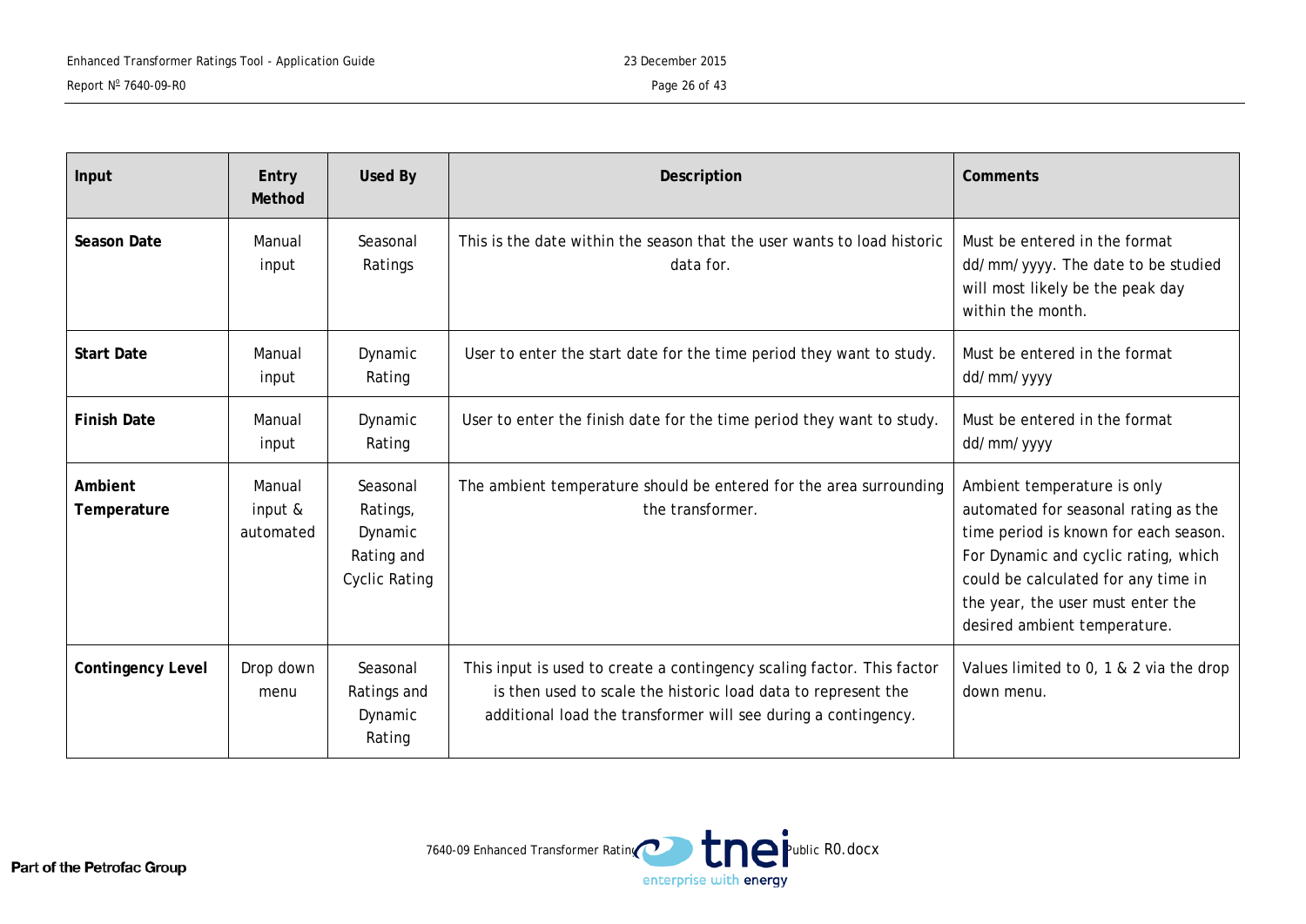| Input | Entry Method | Used By | Description | Comments |
|---|---|---|---|---|
| **Season Date** | Manual input | Seasonal Ratings | This is the date within the season that the user wants to load historic data for. | Must be entered in the format dd/mm/yyyy. The date to be studied will most likely be the peak day within the month. |
| **Start Date** | Manual input | Dynamic Rating | User to enter the start date for the time period they want to study. | Must be entered in the format dd/mm/yyyy |
| **Finish Date** | Manual input | Dynamic Rating | User to enter the finish date for the time period they want to study. | Must be entered in the format dd/mm/yyyy |
| **Ambient Temperature** | Manual input & automated | Seasonal Ratings, Dynamic Rating and Cyclic Rating | The ambient temperature should be entered for the area surrounding the transformer. | Ambient temperature is only automated for seasonal rating as the time period is known for each season. For Dynamic and cyclic rating, which could be calculated for any time in the year, the user must enter the desired ambient temperature. |
| **Contingency Level** | Drop down menu | Seasonal Ratings and Dynamic Rating | This input is used to create a contingency scaling factor. This factor is then used to scale the historic load data to represent the additional load the transformer will see during a contingency. | Values limited to 0, 1 & 2 via the drop down menu. |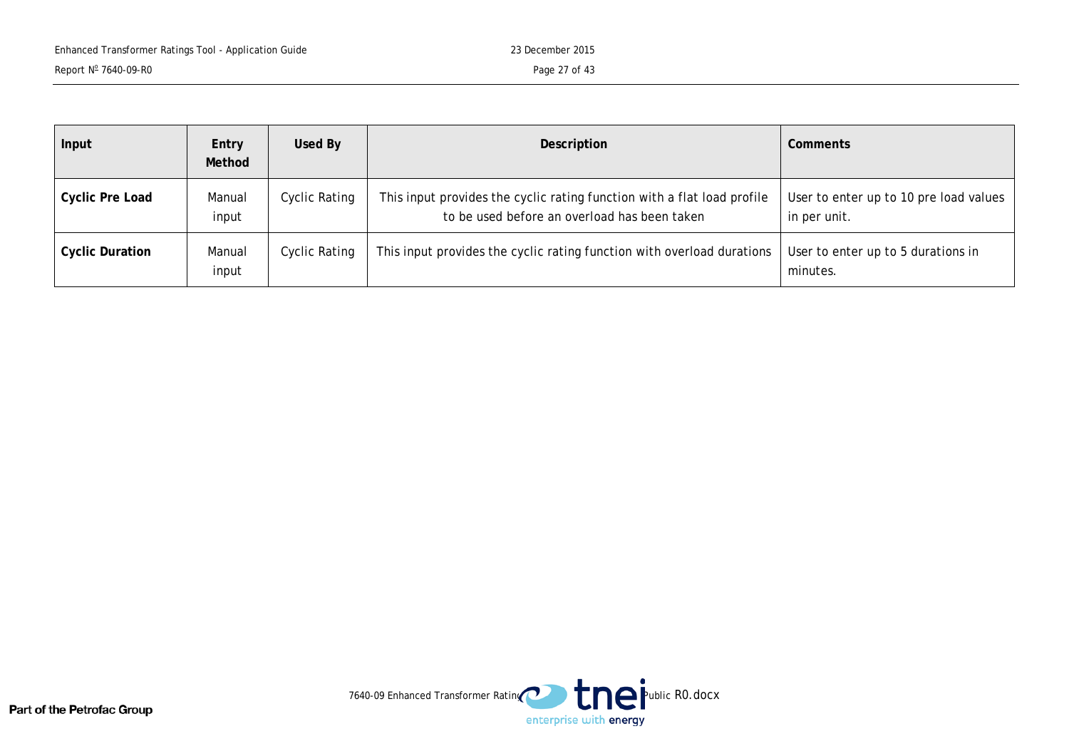| Input | Entry Method | Used By | Description | Comments |
| --- | --- | --- | --- | --- |
| **Cyclic Pre Load** | Manual input | Cyclic Rating | This input provides the cyclic rating function with a flat load profile to be used before an overload has been taken | User to enter up to 10 pre load values in per unit. |
| **Cyclic Duration** | Manual input | Cyclic Rating | This input provides the cyclic rating function with overload durations | User to enter up to 5 durations in minutes. |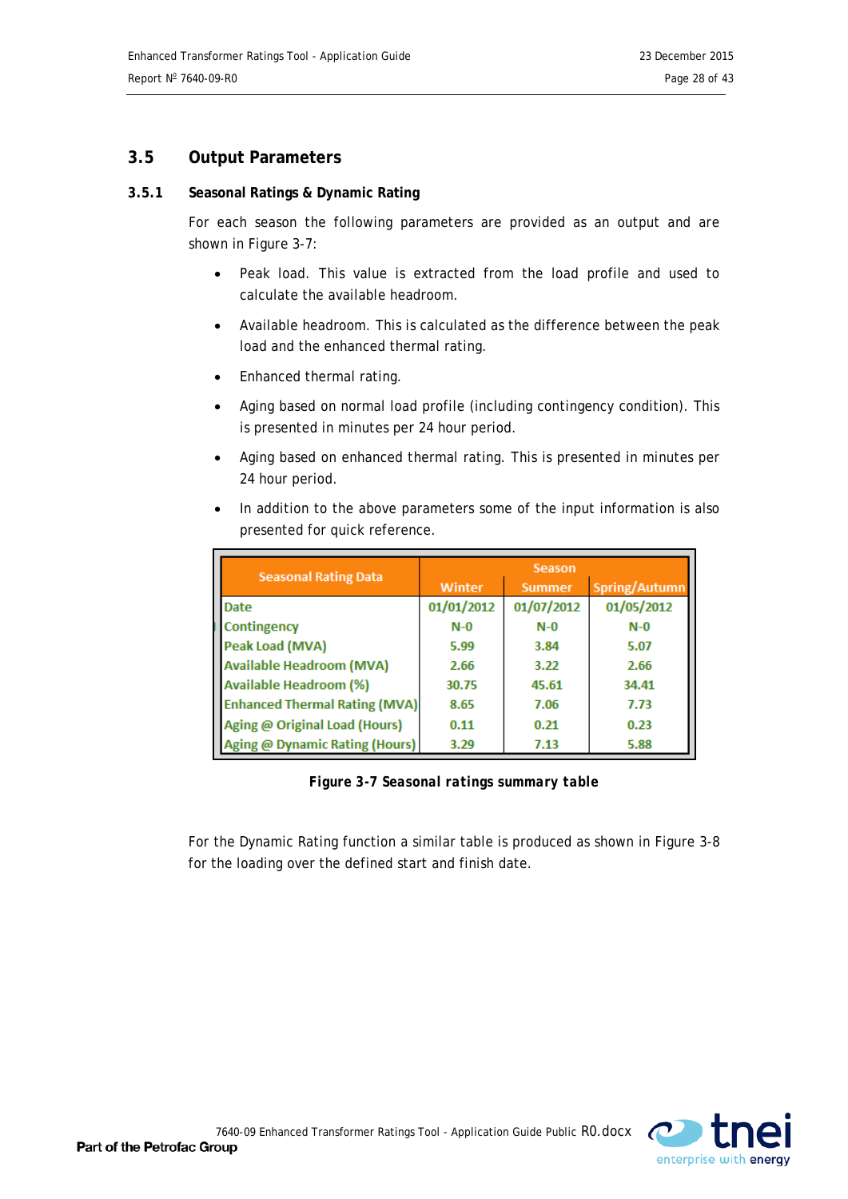## 3.5 Output Parameters

### 3.5.1 Seasonal Ratings & Dynamic Rating

For each season the following parameters are provided as an output and are shown in Figure 3-7:

- Peak load. This value is extracted from the load profile and used to calculate the available headroom.
- Available headroom. This is calculated as the difference between the peak load and the enhanced thermal rating.
- Enhanced thermal rating.
- Aging based on normal load profile (including contingency condition). This is presented in minutes per 24 hour period.
- Aging based on enhanced thermal rating. This is presented in minutes per 24 hour period.
- In addition to the above parameters some of the input information is also presented for quick reference.

| Seasonal Rating Data | Season | | |
|---|---|---|---|
| | Winter | Summer | Spring/Autumn |
| Date | 01/01/2012 | 01/07/2012 | 01/05/2012 |
| Contingency | N-0 | N-0 | N-0 |
| Peak Load (MVA) | 5.99 | 3.84 | 5.07 |
| Available Headroom (MVA) | 2.66 | 3.22 | 2.66 |
| Available Headroom (%) | 30.75 | 45.61 | 34.41 |
| Enhanced Thermal Rating (MVA) | 8.65 | 7.06 | 7.73 |
| Aging @ Original Load (Hours) | 0.11 | 0.21 | 0.23 |
| Aging @ Dynamic Rating (Hours) | 3.29 | 7.13 | 5.88 |

**Figure 3-7 Seasonal ratings summary table**

For the Dynamic Rating function a similar table is produced as shown in Figure 3-8 for the loading over the defined start and finish date.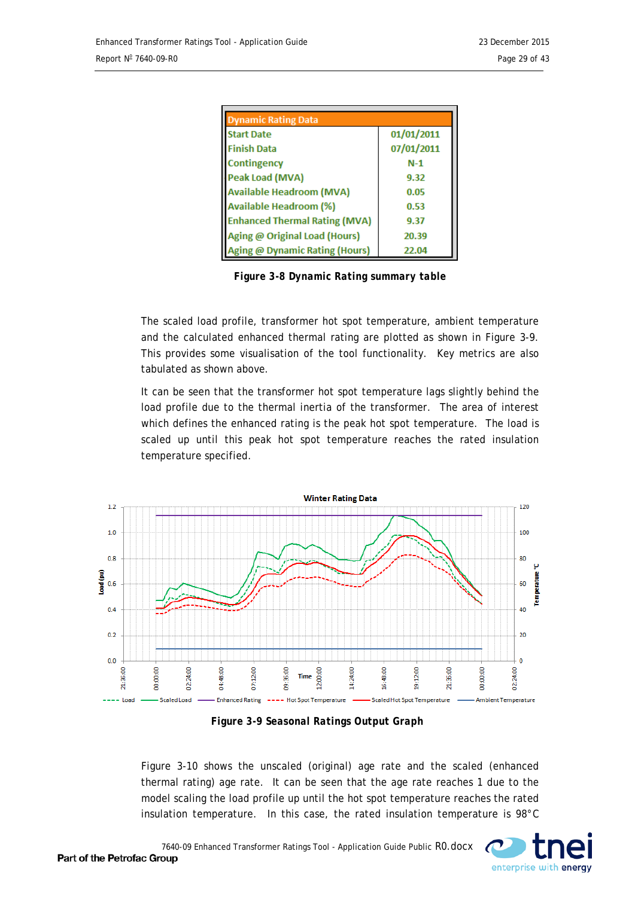| Dynamic Rating Data | |
|---|---|
| Start Date | 01/01/2011 |
| Finish Data | 07/01/2011 |
| Contingency | N-1 |
| Peak Load (MVA) | 9.32 |
| Available Headroom (MVA) | 0.05 |
| Available Headroom (%) | 0.53 |
| Enhanced Thermal Rating (MVA) | 9.37 |
| Aging @ Original Load (Hours) | 20.39 |
| Aging @ Dynamic Rating (Hours) | 22.04 |

**Figure 3-8 Dynamic Rating summary table**

The scaled load profile, transformer hot spot temperature, ambient temperature and the calculated enhanced thermal rating are plotted as shown in Figure 3-9. This provides some visualisation of the tool functionality. Key metrics are also tabulated as shown above.

It can be seen that the transformer hot spot temperature lags slightly behind the load profile due to the thermal inertia of the transformer. The area of interest which defines the enhanced rating is the peak hot spot temperature. The load is scaled up until this peak hot spot temperature reaches the rated insulation temperature specified.

**Figure 3-9 Seasonal Ratings Output Graph**

Figure 3-10 shows the unscaled (original) age rate and the scaled (enhanced thermal rating) age rate. It can be seen that the age rate reaches 1 due to the model scaling the load profile up until the hot spot temperature reaches the rated insulation temperature. In this case, the rated insulation temperature is 98°C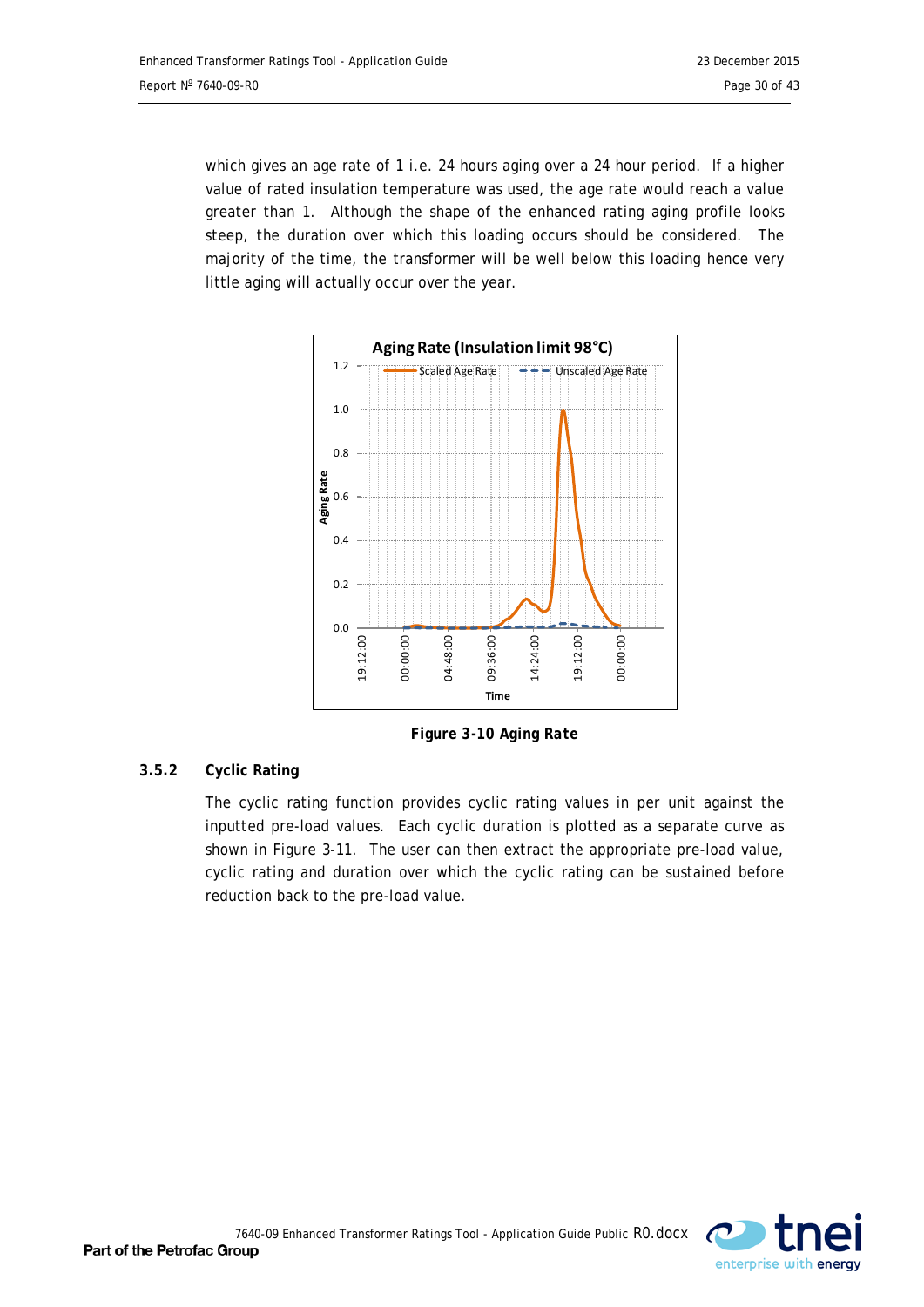which gives an age rate of 1 i.e. 24 hours aging over a 24 hour period. If a higher value of rated insulation temperature was used, the age rate would reach a value greater than 1. Although the shape of the enhanced rating aging profile looks steep, the duration over which this loading occurs should be considered. The majority of the time, the transformer will be well below this loading hence very little aging will actually occur over the year.

**Figure 3-10 Aging Rate**

### 3.5.2 Cyclic Rating

The cyclic rating function provides cyclic rating values in per unit against the inputted pre-load values. Each cyclic duration is plotted as a separate curve as shown in Figure 3-11. The user can then extract the appropriate pre-load value, cyclic rating and duration over which the cyclic rating can be sustained before reduction back to the pre-load value.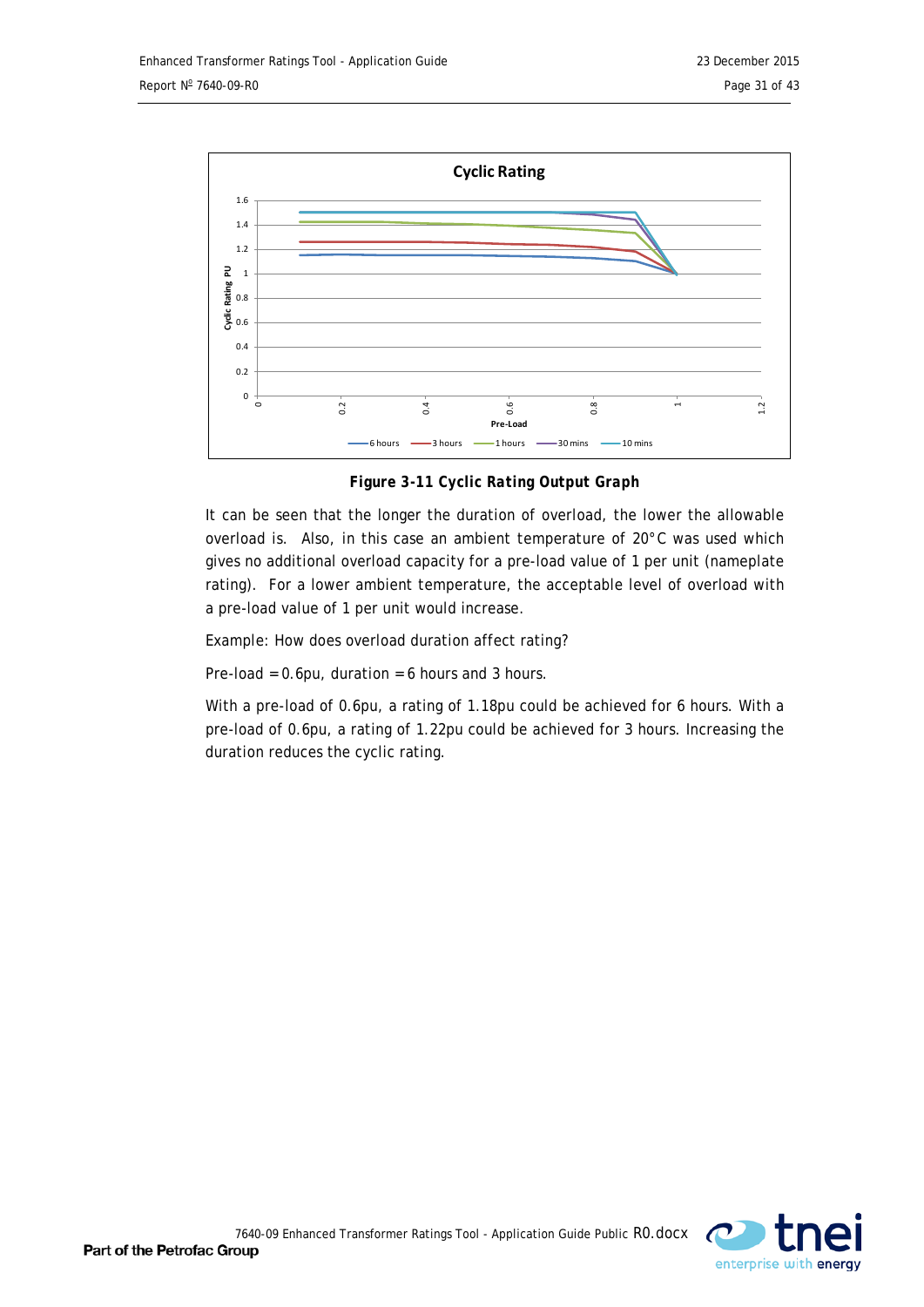**Figure 3-11 Cyclic Rating Output Graph**

It can be seen that the longer the duration of overload, the lower the allowable overload is. Also, in this case an ambient temperature of 20°C was used which gives no additional overload capacity for a pre-load value of 1 per unit (nameplate rating). For a lower ambient temperature, the acceptable level of overload with a pre-load value of 1 per unit would increase.

Example: How does overload duration affect rating?

Pre-load = 0.6pu, duration = 6 hours and 3 hours.

With a pre-load of 0.6pu, a rating of 1.18pu could be achieved for 6 hours. With a pre-load of 0.6pu, a rating of 1.22pu could be achieved for 3 hours. Increasing the duration reduces the cyclic rating.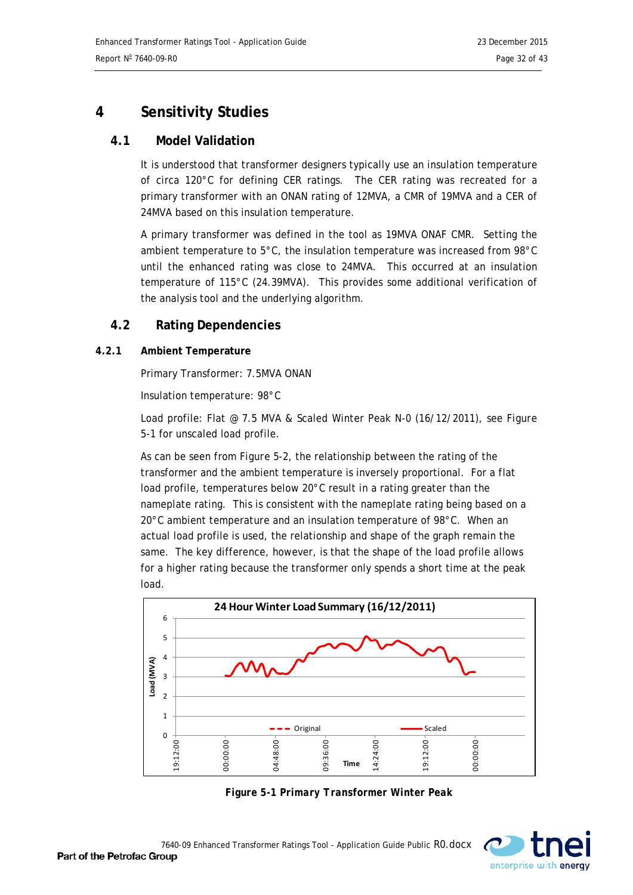# 4 Sensitivity Studies

## 4.1 Model Validation

It is understood that transformer designers typically use an insulation temperature of circa 120°C for defining CER ratings. The CER rating was recreated for a primary transformer with an ONAN rating of 12MVA, a CMR of 19MVA and a CER of 24MVA based on this insulation temperature.

A primary transformer was defined in the tool as 19MVA ONAF CMR. Setting the ambient temperature to 5°C, the insulation temperature was increased from 98°C until the enhanced rating was close to 24MVA. This occurred at an insulation temperature of 115°C (24.39MVA). This provides some additional verification of the analysis tool and the underlying algorithm.

## 4.2 Rating Dependencies

### 4.2.1 Ambient Temperature

Primary Transformer: 7.5MVA ONAN

Insulation temperature: 98°C

Load profile: Flat @ 7.5 MVA & Scaled Winter Peak N-0 (16/12/2011), see Figure 5-1 for unscaled load profile.

As can be seen from Figure 5-2, the relationship between the rating of the transformer and the ambient temperature is inversely proportional. For a flat load profile, temperatures below 20°C result in a rating greater than the nameplate rating. This is consistent with the nameplate rating being based on a 20°C ambient temperature and an insulation temperature of 98°C. When an actual load profile is used, the relationship and shape of the graph remain the same. The key difference, however, is that the shape of the load profile allows for a higher rating because the transformer only spends a short time at the peak load.

***Figure 5-1 Primary Transformer Winter Peak***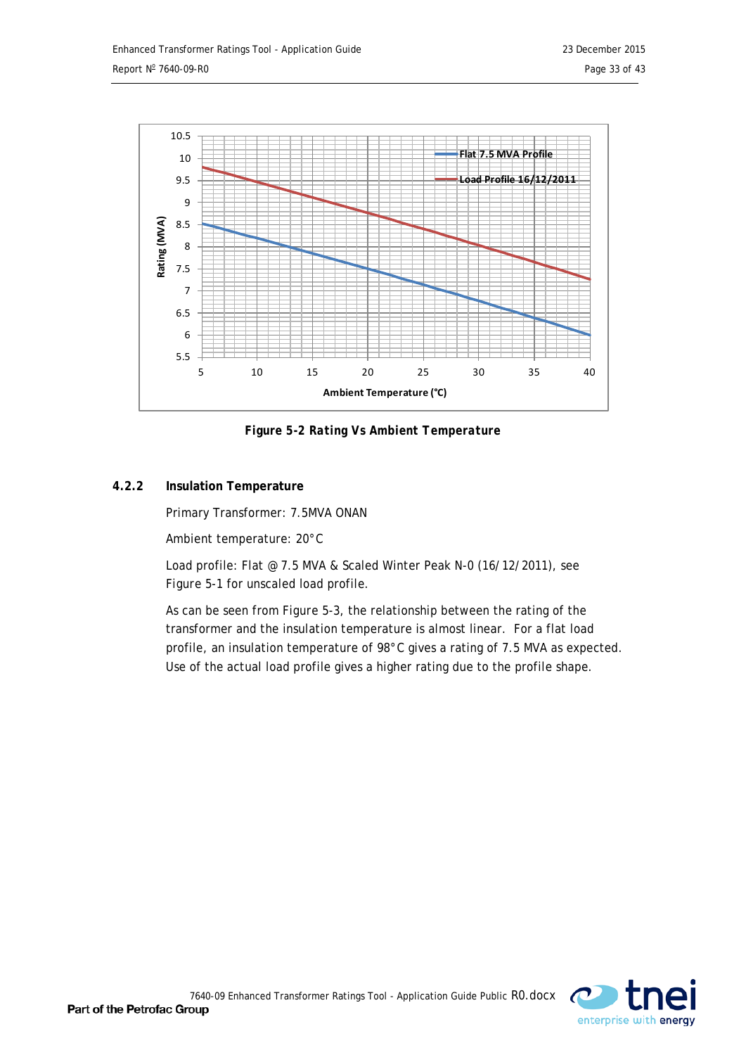**Figure 5-2 Rating Vs Ambient Temperature**

### 4.2.2 Insulation Temperature

Primary Transformer: 7.5MVA ONAN

Ambient temperature: 20°C

Load profile: Flat @ 7.5 MVA & Scaled Winter Peak N-0 (16/12/2011), see Figure 5-1 for unscaled load profile.

As can be seen from Figure 5-3, the relationship between the rating of the transformer and the insulation temperature is almost linear. For a flat load profile, an insulation temperature of 98°C gives a rating of 7.5 MVA as expected. Use of the actual load profile gives a higher rating due to the profile shape.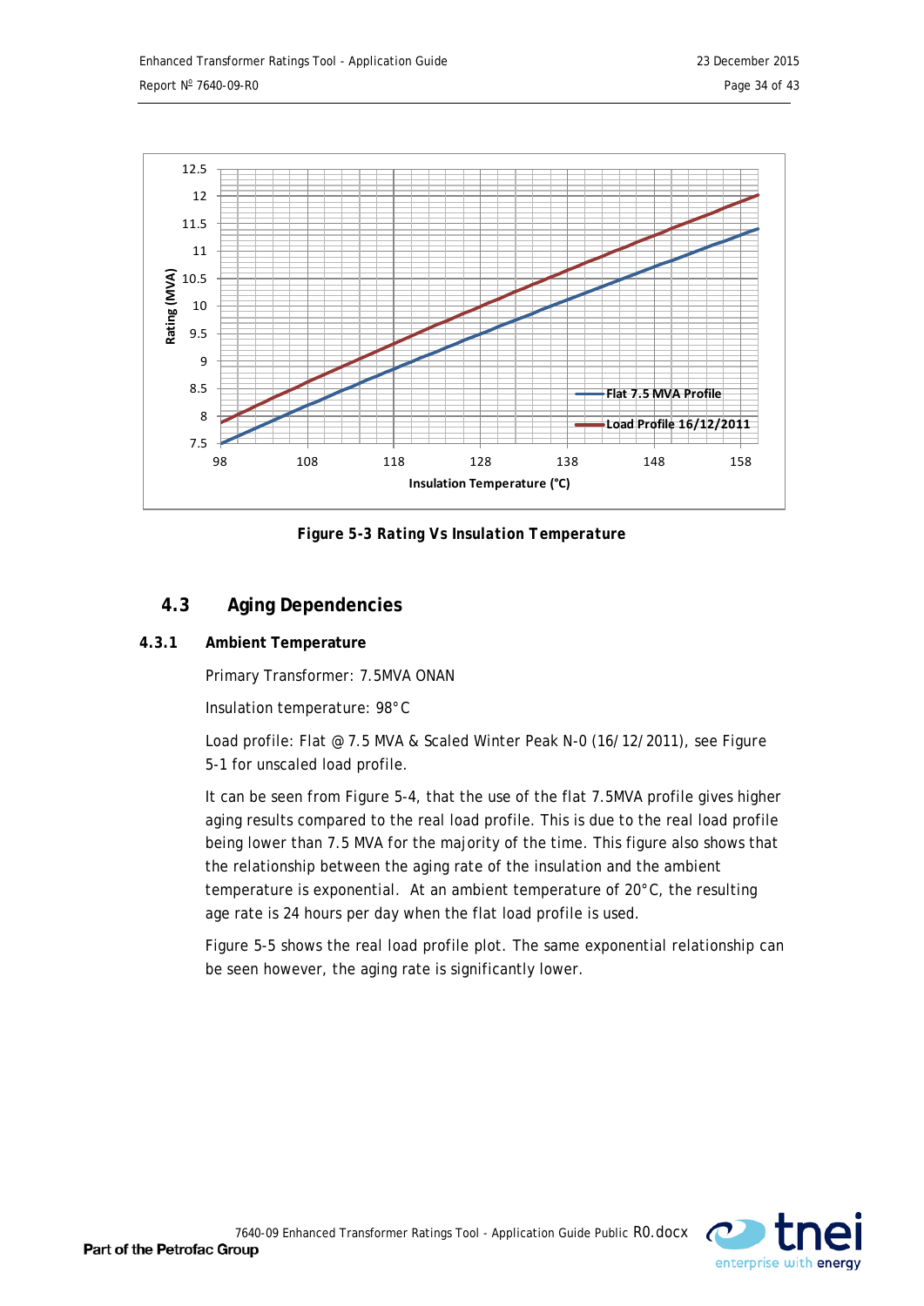Figure 5-3 Rating Vs Insulation Temperature

## 4.3 Aging Dependencies

### 4.3.1 Ambient Temperature

Primary Transformer: 7.5MVA ONAN

Insulation temperature: 98°C

Load profile: Flat @ 7.5 MVA & Scaled Winter Peak N-0 (16/12/2011), see Figure 5-1 for unscaled load profile.

It can be seen from Figure 5-4, that the use of the flat 7.5MVA profile gives higher aging results compared to the real load profile. This is due to the real load profile being lower than 7.5 MVA for the majority of the time. This figure also shows that the relationship between the aging rate of the insulation and the ambient temperature is exponential. At an ambient temperature of 20°C, the resulting age rate is 24 hours per day when the flat load profile is used.

Figure 5-5 shows the real load profile plot. The same exponential relationship can be seen however, the aging rate is significantly lower.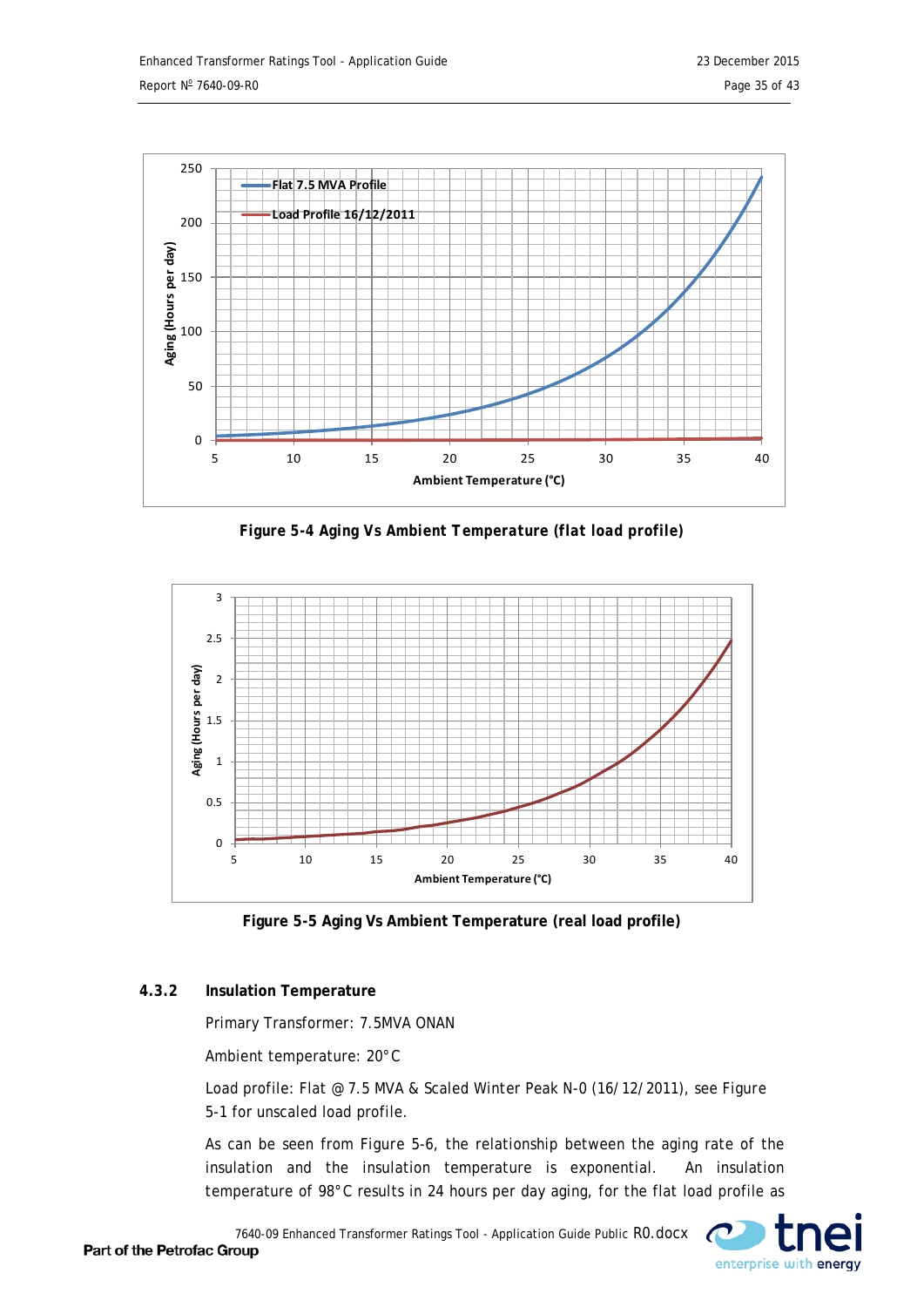Figure 5-4 Aging Vs Ambient Temperature (flat load profile)

Figure 5-5 Aging Vs Ambient Temperature (real load profile)

### 4.3.2 Insulation Temperature

Primary Transformer: 7.5MVA ONAN

Ambient temperature: 20°C

Load profile: Flat @ 7.5 MVA & Scaled Winter Peak N-0 (16/12/2011), see Figure 5-1 for unscaled load profile.

As can be seen from Figure 5-6, the relationship between the aging rate of the insulation and the insulation temperature is exponential. An insulation temperature of 98°C results in 24 hours per day aging, for the flat load profile as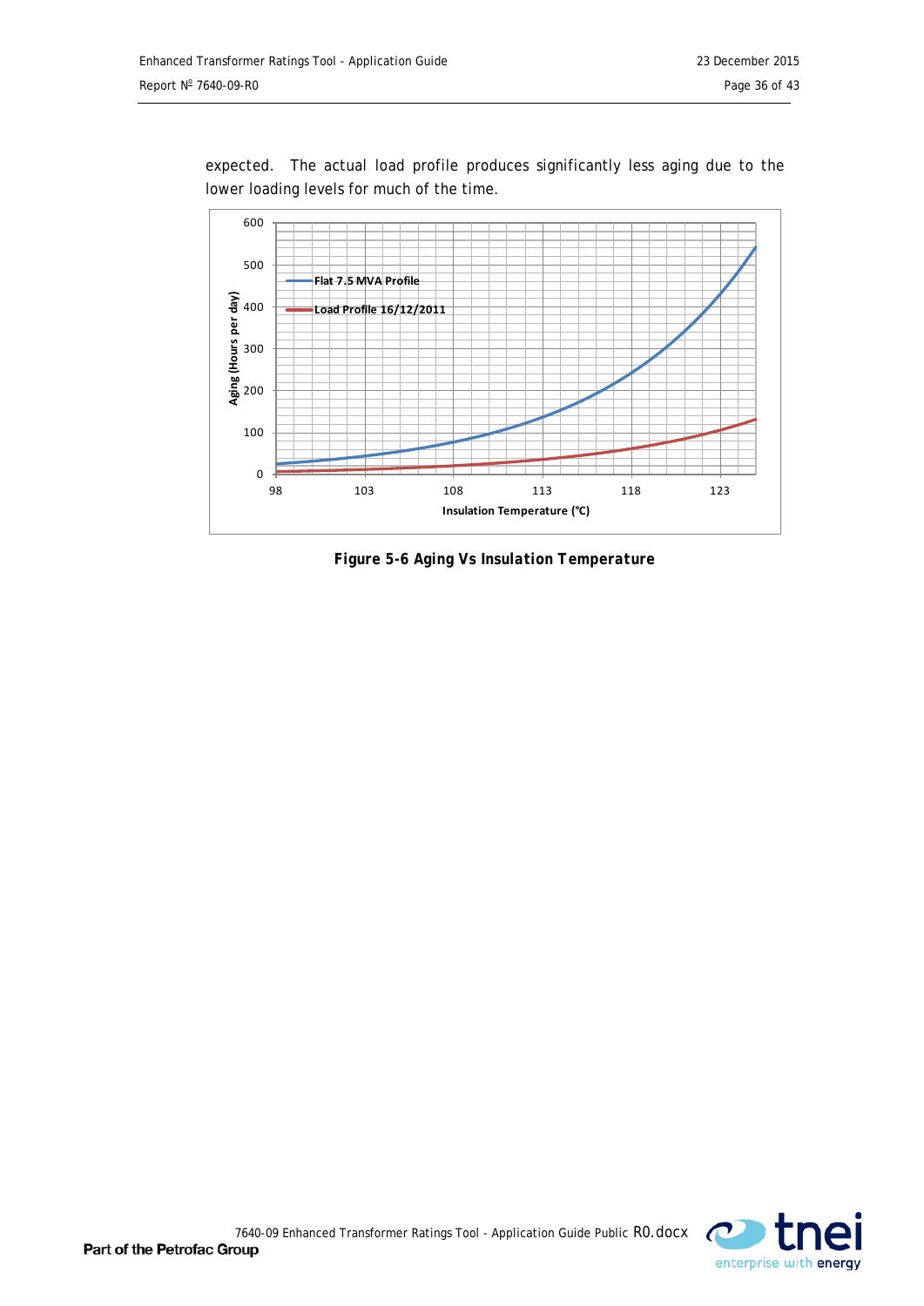expected. The actual load profile produces significantly less aging due to the lower loading levels for much of the time.

**Figure 5-6 Aging Vs Insulation Temperature**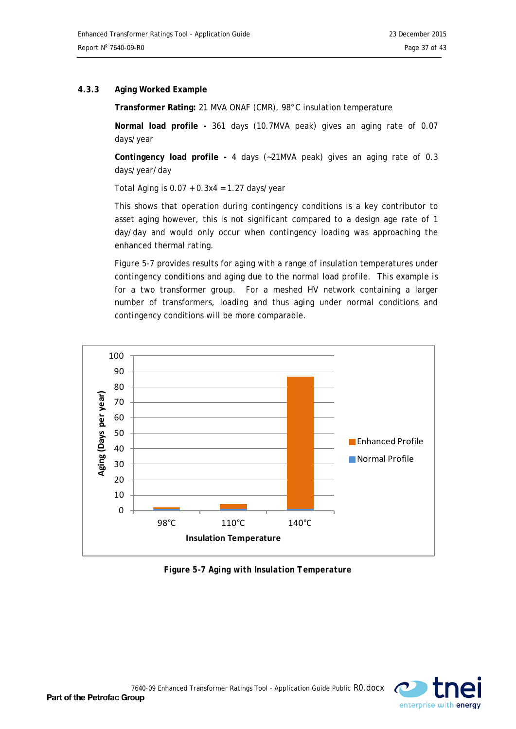### 4.3.3 Aging Worked Example

**Transformer Rating:** 21 MVA ONAF (CMR), 98°C insulation temperature

**Normal load profile -** 361 days (10.7MVA peak) gives an aging rate of 0.07 days/year

**Contingency load profile -** 4 days (~21MVA peak) gives an aging rate of 0.3 days/year/day

Total Aging is 0.07 + 0.3x4 = 1.27 days/year

This shows that operation during contingency conditions is a key contributor to asset aging however, this is not significant compared to a design age rate of 1 day/day and would only occur when contingency loading was approaching the enhanced thermal rating.

Figure 5-7 provides results for aging with a range of insulation temperatures under contingency conditions and aging due to the normal load profile. This example is for a two transformer group. For a meshed HV network containing a larger number of transformers, loading and thus aging under normal conditions and contingency conditions will be more comparable.

**Figure 5-7 Aging with Insulation Temperature**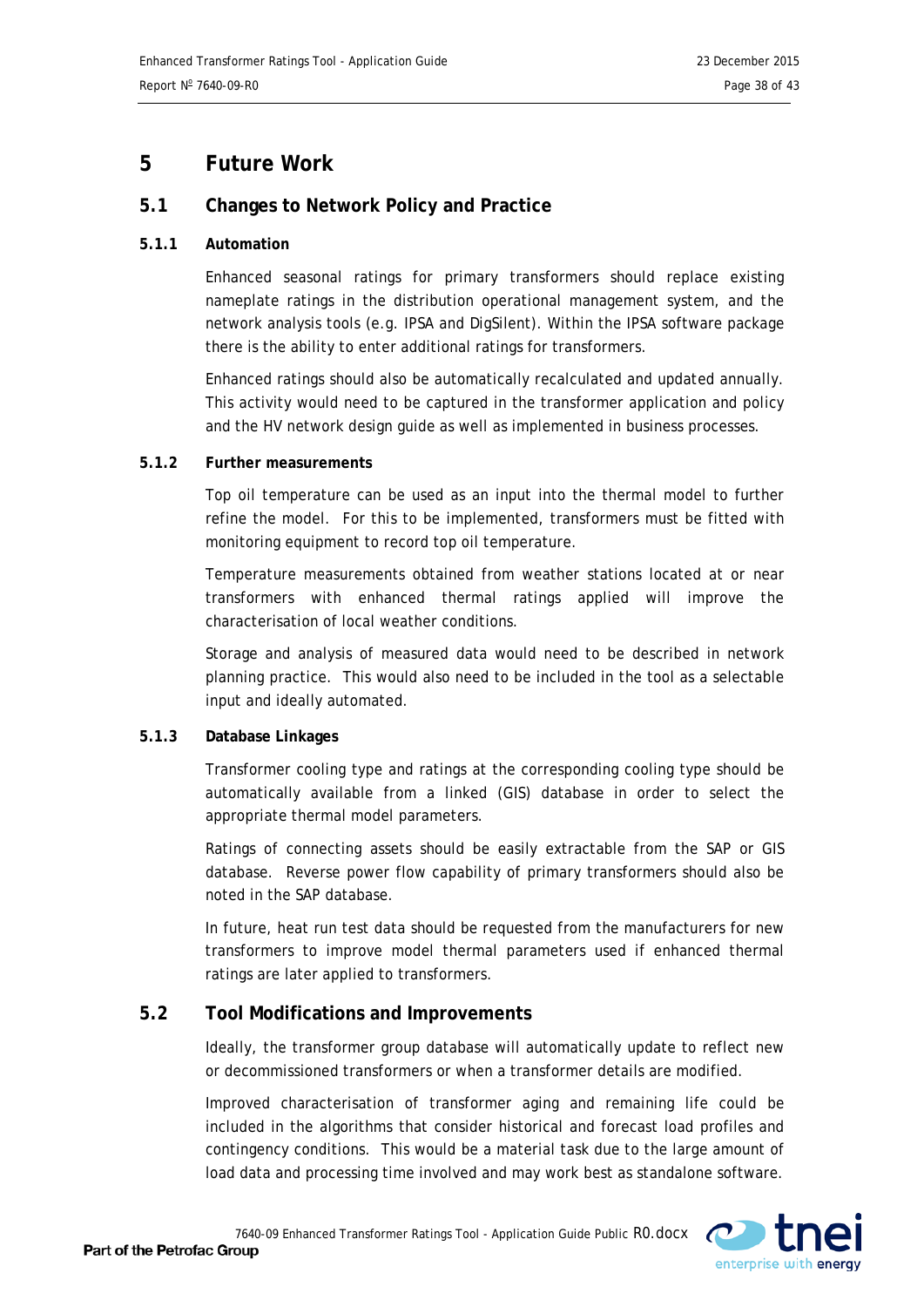# 5 Future Work

## 5.1 Changes to Network Policy and Practice

### 5.1.1 Automation

Enhanced seasonal ratings for primary transformers should replace existing nameplate ratings in the distribution operational management system, and the network analysis tools (e.g. IPSA and DigSilent). Within the IPSA software package there is the ability to enter additional ratings for transformers.

Enhanced ratings should also be automatically recalculated and updated annually. This activity would need to be captured in the transformer application and policy and the HV network design guide as well as implemented in business processes.

### 5.1.2 Further measurements

Top oil temperature can be used as an input into the thermal model to further refine the model. For this to be implemented, transformers must be fitted with monitoring equipment to record top oil temperature.

Temperature measurements obtained from weather stations located at or near transformers with enhanced thermal ratings applied will improve the characterisation of local weather conditions.

Storage and analysis of measured data would need to be described in network planning practice. This would also need to be included in the tool as a selectable input and ideally automated.

### 5.1.3 Database Linkages

Transformer cooling type and ratings at the corresponding cooling type should be automatically available from a linked (GIS) database in order to select the appropriate thermal model parameters.

Ratings of connecting assets should be easily extractable from the SAP or GIS database. Reverse power flow capability of primary transformers should also be noted in the SAP database.

In future, heat run test data should be requested from the manufacturers for new transformers to improve model thermal parameters used if enhanced thermal ratings are later applied to transformers.

## 5.2 Tool Modifications and Improvements

Ideally, the transformer group database will automatically update to reflect new or decommissioned transformers or when a transformer details are modified.

Improved characterisation of transformer aging and remaining life could be included in the algorithms that consider historical and forecast load profiles and contingency conditions. This would be a material task due to the large amount of load data and processing time involved and may work best as standalone software.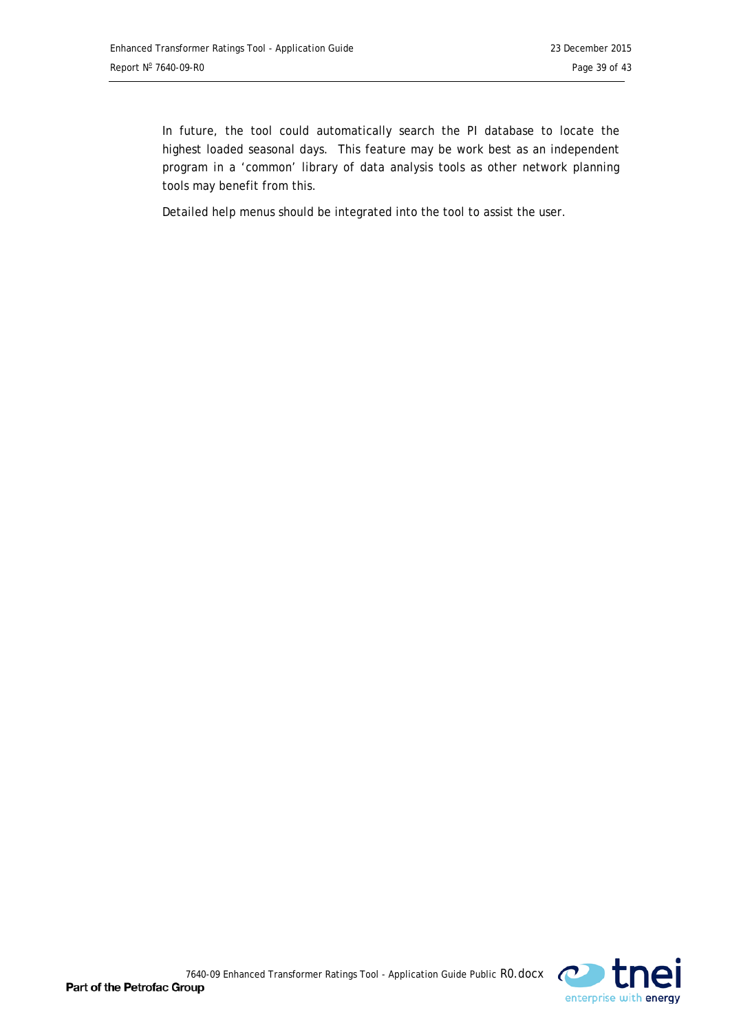In future, the tool could automatically search the PI database to locate the highest loaded seasonal days. This feature may be work best as an independent program in a ‘common’ library of data analysis tools as other network planning tools may benefit from this.

Detailed help menus should be integrated into the tool to assist the user.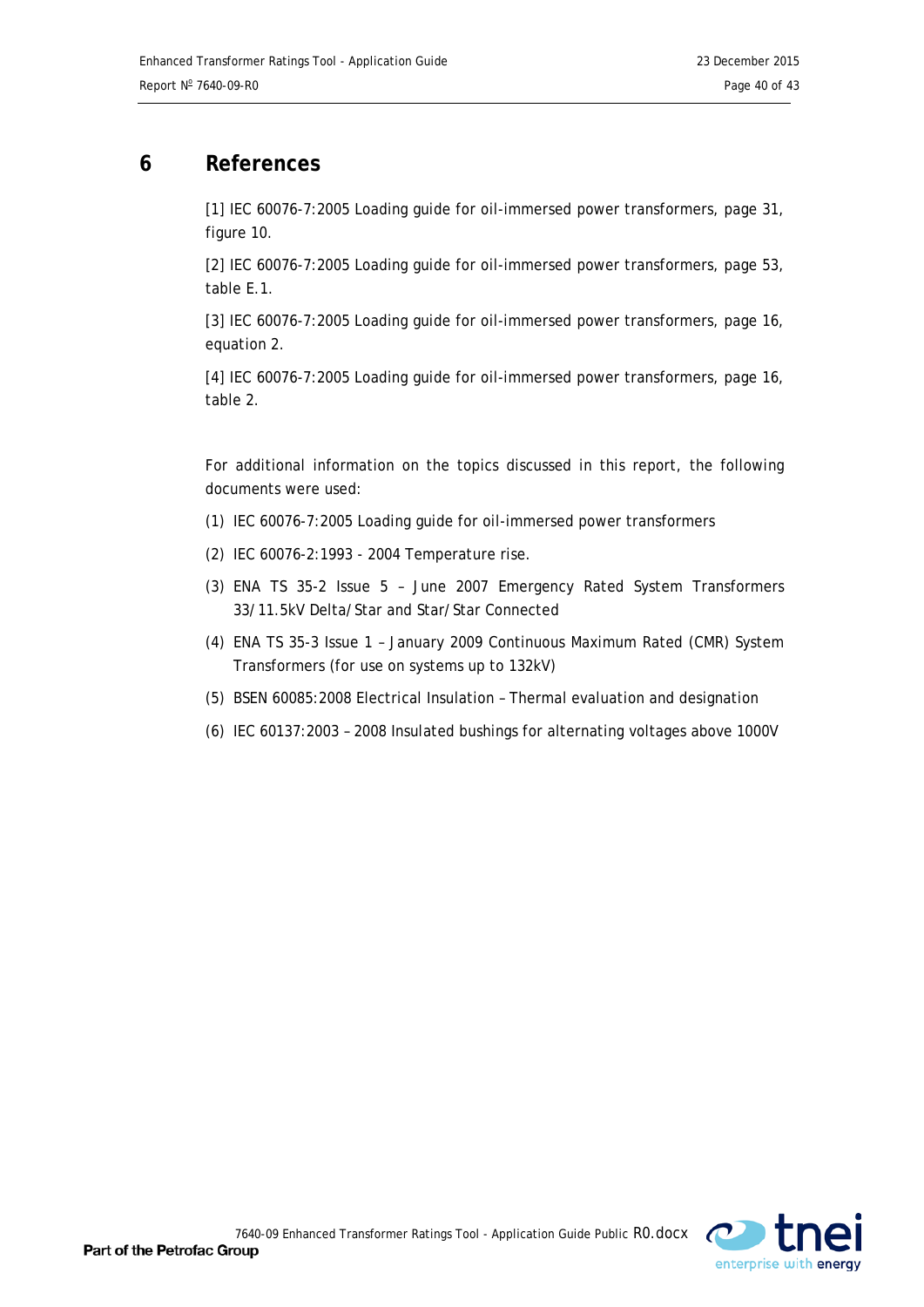# 6 References

[1] IEC 60076-7:2005 Loading guide for oil-immersed power transformers, page 31, figure 10.

[2] IEC 60076-7:2005 Loading guide for oil-immersed power transformers, page 53, table E.1.

[3] IEC 60076-7:2005 Loading guide for oil-immersed power transformers, page 16, equation 2.

[4] IEC 60076-7:2005 Loading guide for oil-immersed power transformers, page 16, table 2.

For additional information on the topics discussed in this report, the following documents were used:

(1) IEC 60076-7:2005 Loading guide for oil-immersed power transformers

(2) IEC 60076-2:1993 - 2004 Temperature rise.

(3) ENA TS 35-2 Issue 5 – June 2007 Emergency Rated System Transformers 33/11.5kV Delta/Star and Star/Star Connected

(4) ENA TS 35-3 Issue 1 – January 2009 Continuous Maximum Rated (CMR) System Transformers (for use on systems up to 132kV)

(5) BSEN 60085:2008 Electrical Insulation – Thermal evaluation and designation

(6) IEC 60137:2003 – 2008 Insulated bushings for alternating voltages above 1000V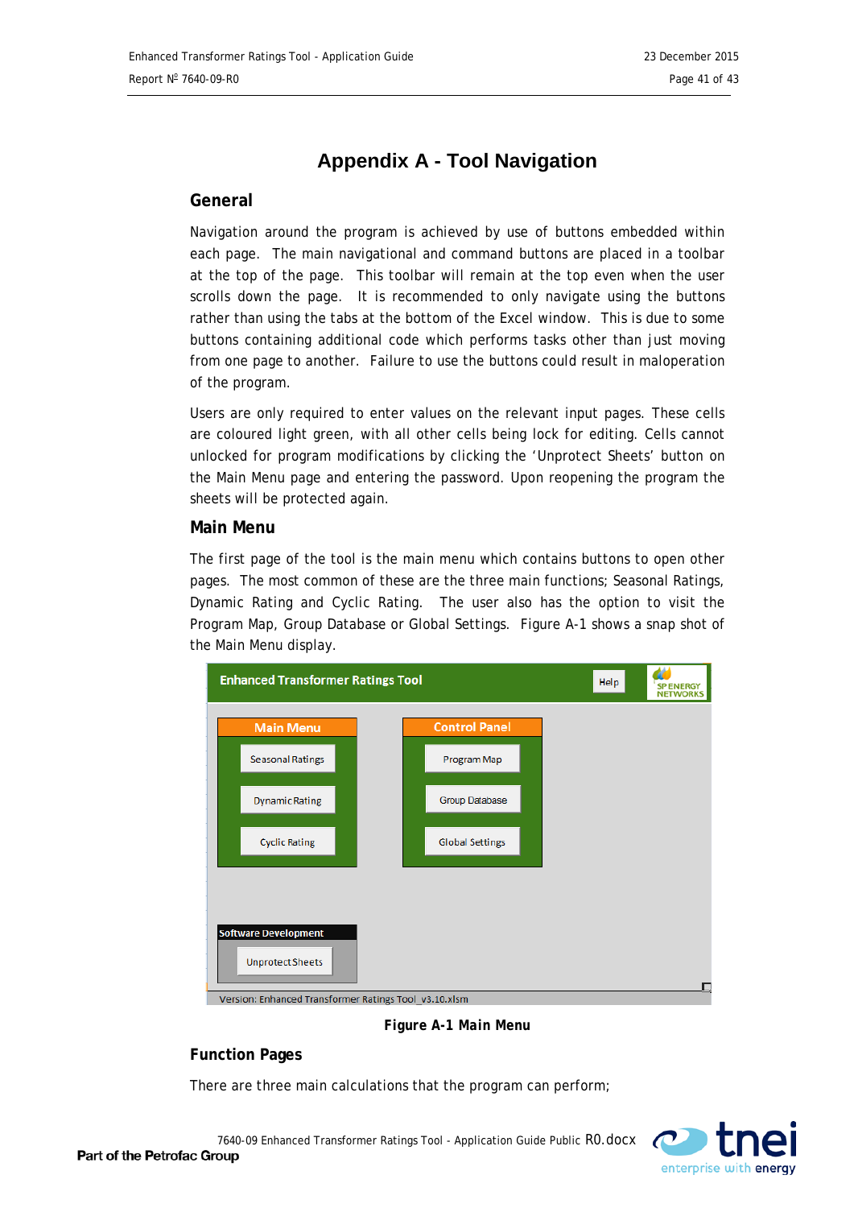# Appendix A - Tool Navigation

## General

Navigation around the program is achieved by use of buttons embedded within each page. The main navigational and command buttons are placed in a toolbar at the top of the page. This toolbar will remain at the top even when the user scrolls down the page. It is recommended to only navigate using the buttons rather than using the tabs at the bottom of the Excel window. This is due to some buttons containing additional code which performs tasks other than just moving from one page to another. Failure to use the buttons could result in maloperation of the program.

Users are only required to enter values on the relevant input pages. These cells are coloured light green, with all other cells being lock for editing. Cells cannot unlocked for program modifications by clicking the 'Unprotect Sheets' button on the Main Menu page and entering the password. Upon reopening the program the sheets will be protected again.

## Main Menu

The first page of the tool is the main menu which contains buttons to open other pages. The most common of these are the three main functions; Seasonal Ratings, Dynamic Rating and Cyclic Rating. The user also has the option to visit the Program Map, Group Database or Global Settings. Figure A-1 shows a snap shot of the Main Menu display.

**Figure A-1 Main Menu**

## Function Pages

There are three main calculations that the program can perform;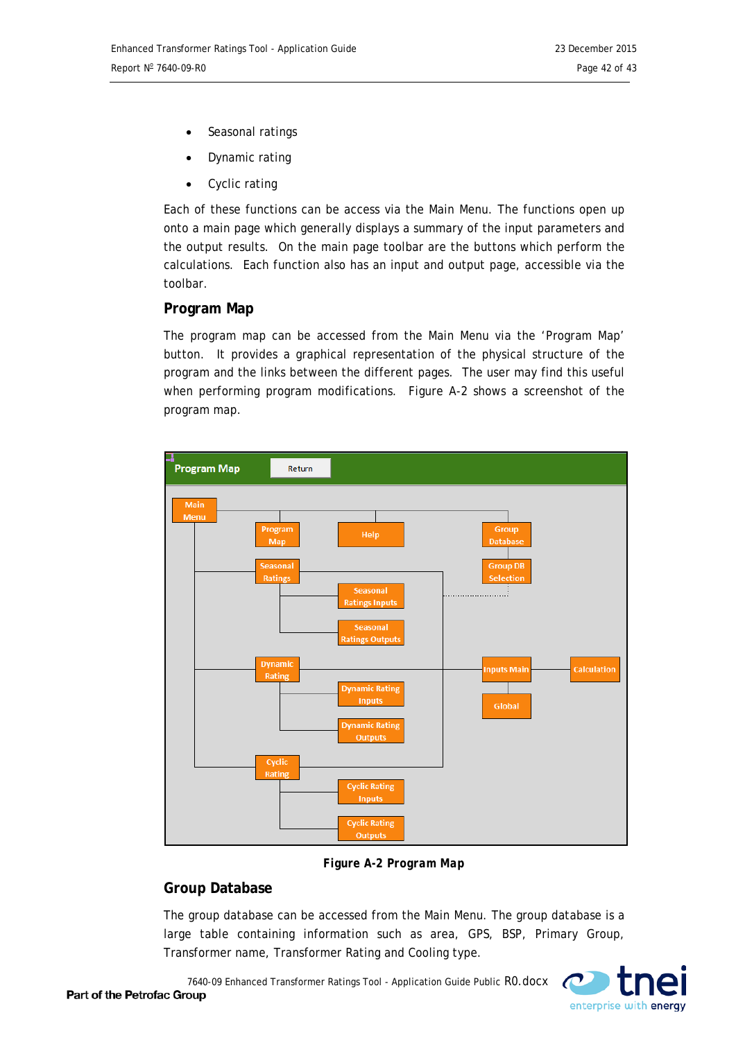- Seasonal ratings
- Dynamic rating
- Cyclic rating

Each of these functions can be access via the Main Menu. The functions open up onto a main page which generally displays a summary of the input parameters and the output results. On the main page toolbar are the buttons which perform the calculations. Each function also has an input and output page, accessible via the toolbar.

## Program Map

The program map can be accessed from the Main Menu via the 'Program Map' button. It provides a graphical representation of the physical structure of the program and the links between the different pages. The user may find this useful when performing program modifications. Figure A-2 shows a screenshot of the program map.

**Figure A-2 Program Map**

## Group Database

The group database can be accessed from the Main Menu. The group database is a large table containing information such as area, GPS, BSP, Primary Group, Transformer name, Transformer Rating and Cooling type.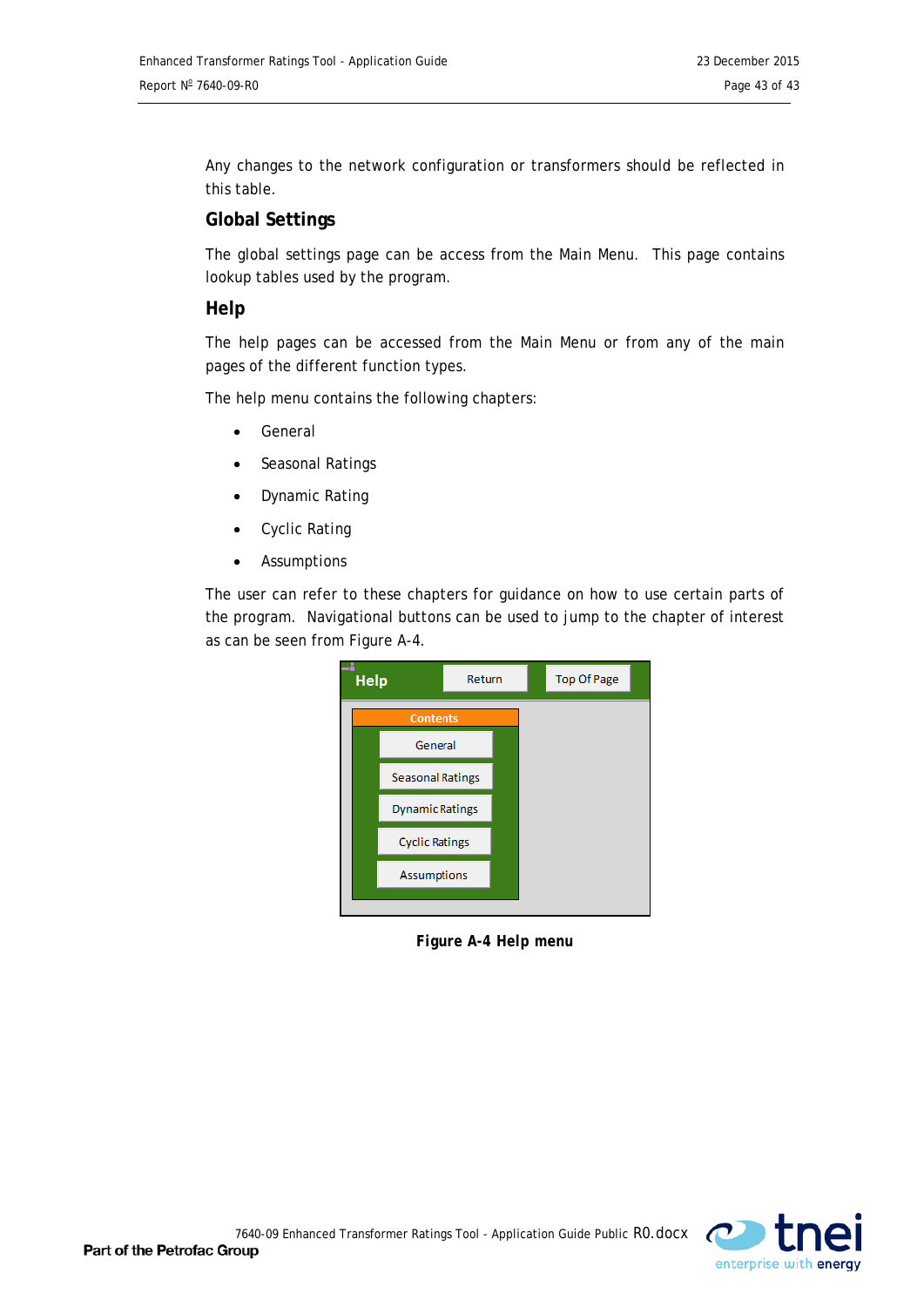Any changes to the network configuration or transformers should be reflected in this table.

## Global Settings

The global settings page can be access from the Main Menu.  This page contains lookup tables used by the program.

## Help

The help pages can be accessed from the Main Menu or from any of the main pages of the different function types.

The help menu contains the following chapters:

- General
- Seasonal Ratings
- Dynamic Rating
- Cyclic Rating
- Assumptions

The user can refer to these chapters for guidance on how to use certain parts of the program.  Navigational buttons can be used to jump to the chapter of interest as can be seen from Figure A-4.

Help
Return
Top Of Page
Contents
General
Seasonal Ratings
Dynamic Ratings
Cyclic Ratings
Assumptions

**Figure A-4 Help menu**